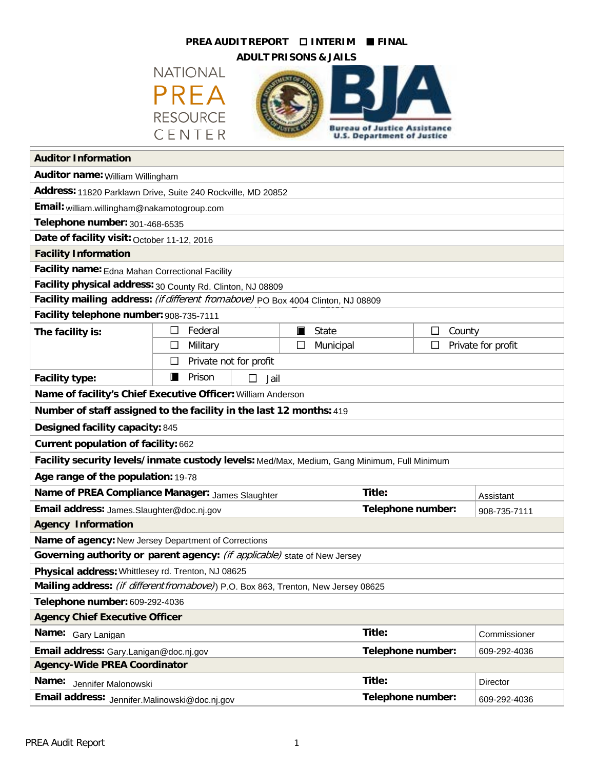# PREA AUDIT REPORT ☐ INTERIM ■ FINAL

## ADULT PRISONS & JAILS

NATIONAL PREA RESOURCE CENTER

Bureau of Justice Assistance
U.S. Department of Justice

| **Auditor Information** | | | | |
|---|---|---|---|---|
| **Auditor name:** William Willingham | | | | |
| **Address:** 11820 Parklawn Drive, Suite 240 Rockville, MD 20852 | | | | |
| **Email:** william.willingham@nakamotogroup.com | | | | |
| **Telephone number:** 301-468-6535 | | | | |
| **Date of facility visit:** October 11-12, 2016 | | | | |
| **Facility Information** | | | | |
| **Facility name:** Edna Mahan Correctional Facility | | | | |
| **Facility physical address:** 30 County Rd. Clinton, NJ 08809 | | | | |
| **Facility mailing address:** *(if different from above)* PO Box 4004 Clinton, NJ 08809 | | | | |
| **Facility telephone number:** 908-735-7111 | | | | |
| **The facility is:** | ☐ Federal | ■ State | ☐ County | |
| | ☐ Military | ☐ Municipal | ☐ Private for profit | |
| | ☐ Private not for profit | | | |
| **Facility type:** | ■ Prison | ☐ Jail | | |
| **Name of facility's Chief Executive Officer:** William Anderson | | | | |
| **Number of staff assigned to the facility in the last 12 months:** 419 | | | | |
| **Designed facility capacity:** 845 | | | | |
| **Current population of facility:** 662 | | | | |
| **Facility security levels/inmate custody levels:** Med/Max, Medium, Gang Minimum, Full Minimum | | | | |
| **Age range of the population:** 19-78 | | | | |
| **Name of PREA Compliance Manager:** James Slaughter | | **Title:** | Assistant | |
| **Email address:** James.Slaughter@doc.nj.gov | | **Telephone number:** | 908-735-7111 | |
| **Agency Information** | | | | |
| **Name of agency:** New Jersey Department of Corrections | | | | |
| **Governing authority or parent agency:** *(if applicable)* state of New Jersey | | | | |
| **Physical address:** Whittlesey rd. Trenton, NJ 08625 | | | | |
| **Mailing address:** *(if different from above)*) P.O. Box 863, Trenton, New Jersey 08625 | | | | |
| **Telephone number:** 609-292-4036 | | | | |
| **Agency Chief Executive Officer** | | | | |
| **Name:** Gary Lanigan | | **Title:** | Commissioner | |
| **Email address:** Gary.Lanigan@doc.nj.gov | | **Telephone number:** | 609-292-4036 | |
| **Agency-Wide PREA Coordinator** | | | | |
| **Name:** Jennifer Malonowski | | **Title:** | Director | |
| **Email address:** Jennifer.Malinowski@doc.nj.gov | | **Telephone number:** | 609-292-4036 | |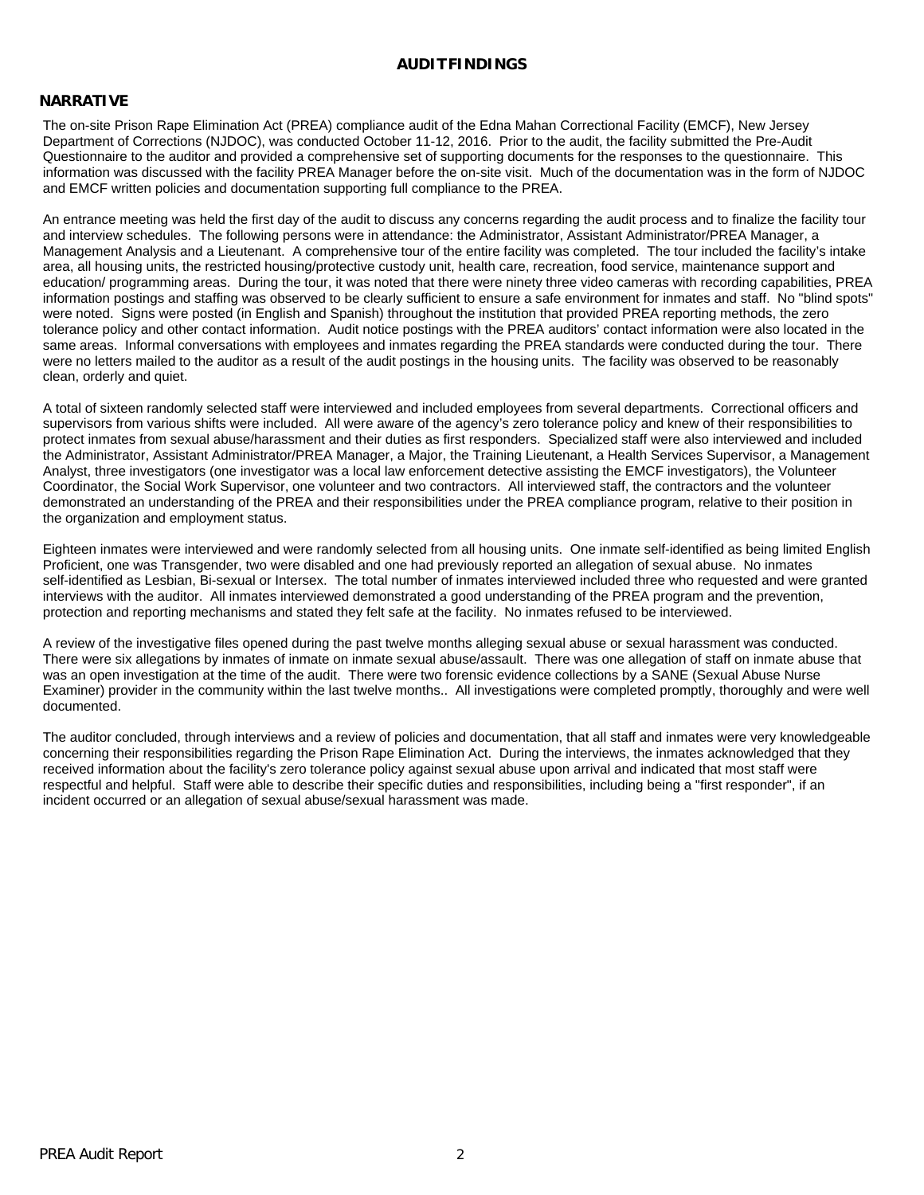# AUDIT FINDINGS

## NARRATIVE

The on-site Prison Rape Elimination Act (PREA) compliance audit of the Edna Mahan Correctional Facility (EMCF), New Jersey Department of Corrections (NJDOC), was conducted October 11-12, 2016. Prior to the audit, the facility submitted the Pre-Audit Questionnaire to the auditor and provided a comprehensive set of supporting documents for the responses to the questionnaire. This information was discussed with the facility PREA Manager before the on-site visit. Much of the documentation was in the form of NJDOC and EMCF written policies and documentation supporting full compliance to the PREA.

An entrance meeting was held the first day of the audit to discuss any concerns regarding the audit process and to finalize the facility tour and interview schedules. The following persons were in attendance: the Administrator, Assistant Administrator/PREA Manager, a Management Analysis and a Lieutenant. A comprehensive tour of the entire facility was completed. The tour included the facility's intake area, all housing units, the restricted housing/protective custody unit, health care, recreation, food service, maintenance support and education/ programming areas. During the tour, it was noted that there were ninety three video cameras with recording capabilities, PREA information postings and staffing was observed to be clearly sufficient to ensure a safe environment for inmates and staff. No "blind spots" were noted. Signs were posted (in English and Spanish) throughout the institution that provided PREA reporting methods, the zero tolerance policy and other contact information. Audit notice postings with the PREA auditors' contact information were also located in the same areas. Informal conversations with employees and inmates regarding the PREA standards were conducted during the tour. There were no letters mailed to the auditor as a result of the audit postings in the housing units. The facility was observed to be reasonably clean, orderly and quiet.

A total of sixteen randomly selected staff were interviewed and included employees from several departments. Correctional officers and supervisors from various shifts were included. All were aware of the agency's zero tolerance policy and knew of their responsibilities to protect inmates from sexual abuse/harassment and their duties as first responders. Specialized staff were also interviewed and included the Administrator, Assistant Administrator/PREA Manager, a Major, the Training Lieutenant, a Health Services Supervisor, a Management Analyst, three investigators (one investigator was a local law enforcement detective assisting the EMCF investigators), the Volunteer Coordinator, the Social Work Supervisor, one volunteer and two contractors. All interviewed staff, the contractors and the volunteer demonstrated an understanding of the PREA and their responsibilities under the PREA compliance program, relative to their position in the organization and employment status.

Eighteen inmates were interviewed and were randomly selected from all housing units. One inmate self-identified as being limited English Proficient, one was Transgender, two were disabled and one had previously reported an allegation of sexual abuse. No inmates self-identified as Lesbian, Bi-sexual or Intersex. The total number of inmates interviewed included three who requested and were granted interviews with the auditor. All inmates interviewed demonstrated a good understanding of the PREA program and the prevention, protection and reporting mechanisms and stated they felt safe at the facility. No inmates refused to be interviewed.

A review of the investigative files opened during the past twelve months alleging sexual abuse or sexual harassment was conducted. There were six allegations by inmates of inmate on inmate sexual abuse/assault. There was one allegation of staff on inmate abuse that was an open investigation at the time of the audit. There were two forensic evidence collections by a SANE (Sexual Abuse Nurse Examiner) provider in the community within the last twelve months.. All investigations were completed promptly, thoroughly and were well documented.

The auditor concluded, through interviews and a review of policies and documentation, that all staff and inmates were very knowledgeable concerning their responsibilities regarding the Prison Rape Elimination Act. During the interviews, the inmates acknowledged that they received information about the facility's zero tolerance policy against sexual abuse upon arrival and indicated that most staff were respectful and helpful. Staff were able to describe their specific duties and responsibilities, including being a "first responder", if an incident occurred or an allegation of sexual abuse/sexual harassment was made.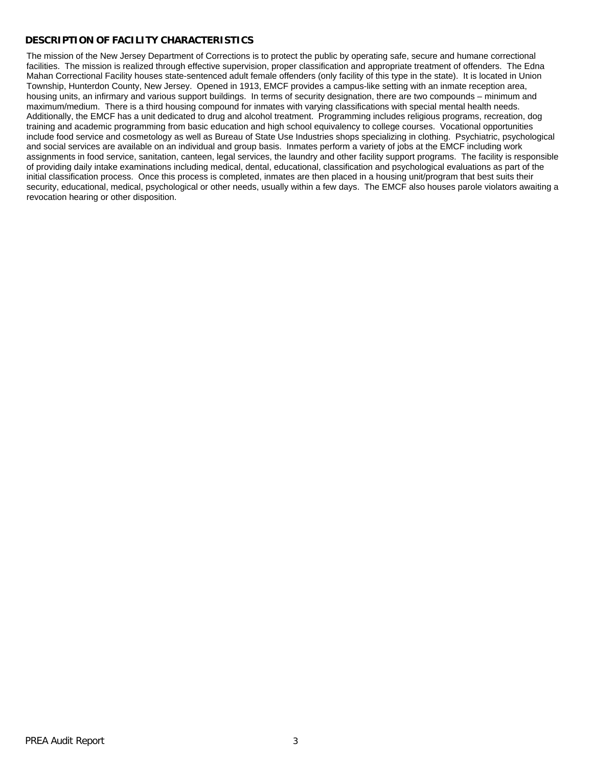## DESCRIPTION OF FACILITY CHARACTERISTICS

The mission of the New Jersey Department of Corrections is to protect the public by operating safe, secure and humane correctional facilities. The mission is realized through effective supervision, proper classification and appropriate treatment of offenders. The Edna Mahan Correctional Facility houses state-sentenced adult female offenders (only facility of this type in the state). It is located in Union Township, Hunterdon County, New Jersey. Opened in 1913, EMCF provides a campus-like setting with an inmate reception area, housing units, an infirmary and various support buildings. In terms of security designation, there are two compounds – minimum and maximum/medium. There is a third housing compound for inmates with varying classifications with special mental health needs. Additionally, the EMCF has a unit dedicated to drug and alcohol treatment. Programming includes religious programs, recreation, dog training and academic programming from basic education and high school equivalency to college courses. Vocational opportunities include food service and cosmetology as well as Bureau of State Use Industries shops specializing in clothing. Psychiatric, psychological and social services are available on an individual and group basis. Inmates perform a variety of jobs at the EMCF including work assignments in food service, sanitation, canteen, legal services, the laundry and other facility support programs. The facility is responsible of providing daily intake examinations including medical, dental, educational, classification and psychological evaluations as part of the initial classification process. Once this process is completed, inmates are then placed in a housing unit/program that best suits their security, educational, medical, psychological or other needs, usually within a few days. The EMCF also houses parole violators awaiting a revocation hearing or other disposition.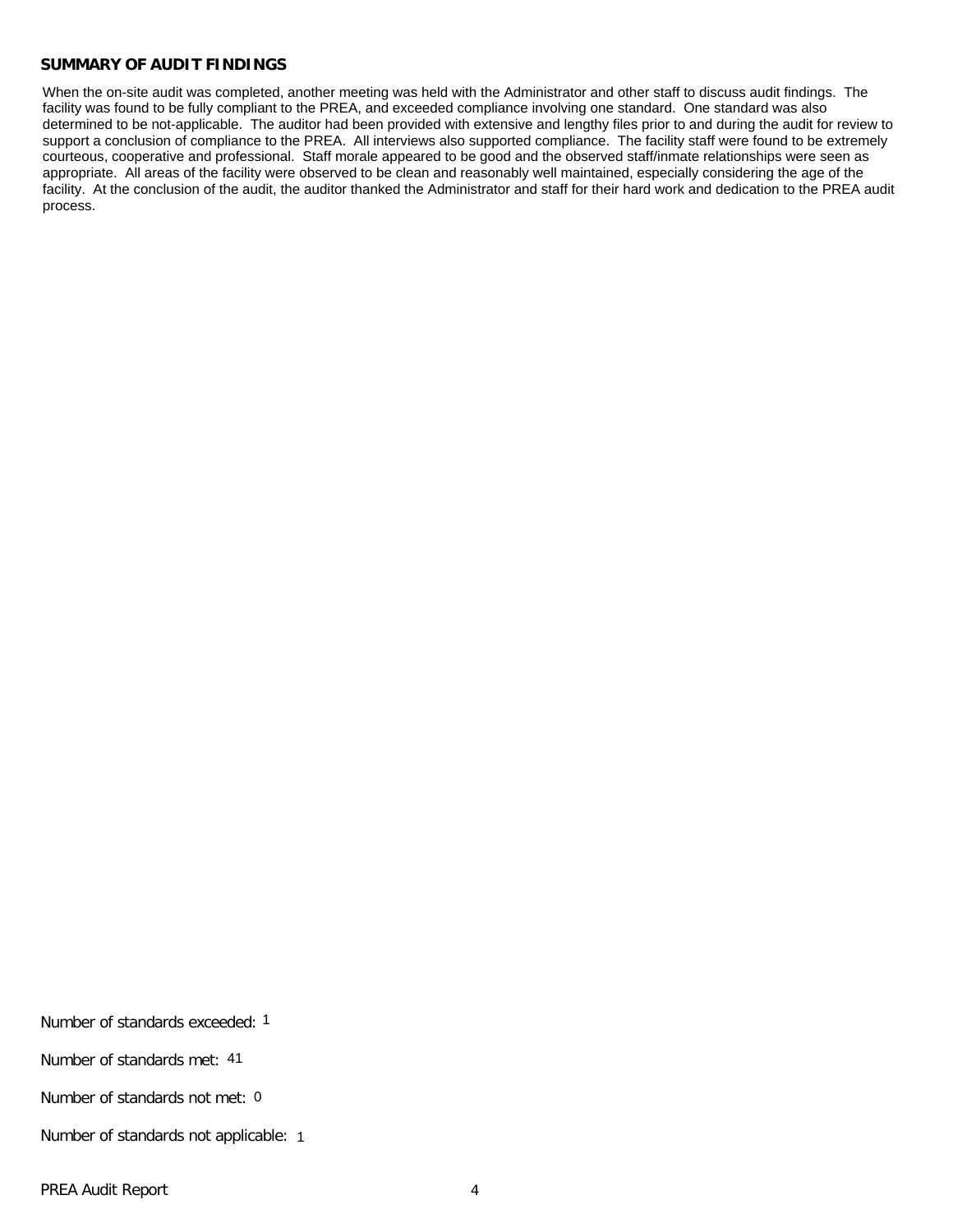## SUMMARY OF AUDIT FINDINGS

When the on-site audit was completed, another meeting was held with the Administrator and other staff to discuss audit findings. The facility was found to be fully compliant to the PREA, and exceeded compliance involving one standard. One standard was also determined to be not-applicable. The auditor had been provided with extensive and lengthy files prior to and during the audit for review to support a conclusion of compliance to the PREA. All interviews also supported compliance. The facility staff were found to be extremely courteous, cooperative and professional. Staff morale appeared to be good and the observed staff/inmate relationships were seen as appropriate. All areas of the facility were observed to be clean and reasonably well maintained, especially considering the age of the facility. At the conclusion of the audit, the auditor thanked the Administrator and staff for their hard work and dedication to the PREA audit process.

Number of standards exceeded: 1

Number of standards met: 41

Number of standards not met: 0

Number of standards not applicable: 1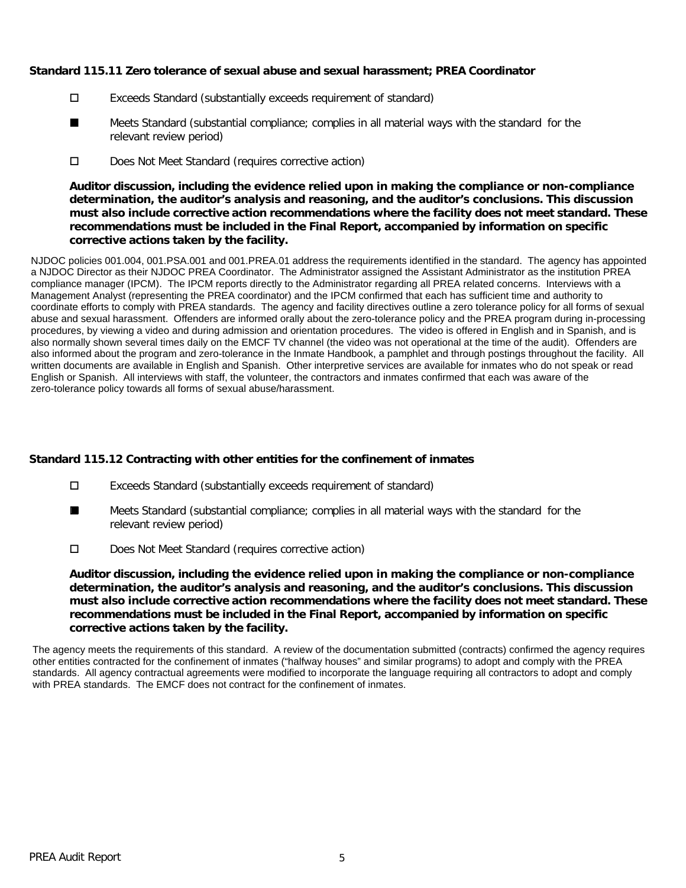### Standard 115.11 Zero tolerance of sexual abuse and sexual harassment; PREA Coordinator

- ☐ Exceeds Standard (substantially exceeds requirement of standard)
- ■ Meets Standard (substantial compliance; complies in all material ways with the standard for the relevant review period)
- ☐ Does Not Meet Standard (requires corrective action)

**Auditor discussion, including the evidence relied upon in making the compliance or non-compliance determination, the auditor's analysis and reasoning, and the auditor's conclusions. This discussion must also include corrective action recommendations where the facility does not meet standard. These recommendations must be included in the Final Report, accompanied by information on specific corrective actions taken by the facility.**

NJDOC policies 001.004, 001.PSA.001 and 001.PREA.01 address the requirements identified in the standard. The agency has appointed a NJDOC Director as their NJDOC PREA Coordinator. The Administrator assigned the Assistant Administrator as the institution PREA compliance manager (IPCM). The IPCM reports directly to the Administrator regarding all PREA related concerns. Interviews with a Management Analyst (representing the PREA coordinator) and the IPCM confirmed that each has sufficient time and authority to coordinate efforts to comply with PREA standards. The agency and facility directives outline a zero tolerance policy for all forms of sexual abuse and sexual harassment. Offenders are informed orally about the zero-tolerance policy and the PREA program during in-processing procedures, by viewing a video and during admission and orientation procedures. The video is offered in English and in Spanish, and is also normally shown several times daily on the EMCF TV channel (the video was not operational at the time of the audit). Offenders are also informed about the program and zero-tolerance in the Inmate Handbook, a pamphlet and through postings throughout the facility. All written documents are available in English and Spanish. Other interpretive services are available for inmates who do not speak or read English or Spanish. All interviews with staff, the volunteer, the contractors and inmates confirmed that each was aware of the zero-tolerance policy towards all forms of sexual abuse/harassment.

### Standard 115.12 Contracting with other entities for the confinement of inmates

- ☐ Exceeds Standard (substantially exceeds requirement of standard)
- ■ Meets Standard (substantial compliance; complies in all material ways with the standard for the relevant review period)
- ☐ Does Not Meet Standard (requires corrective action)

**Auditor discussion, including the evidence relied upon in making the compliance or non-compliance determination, the auditor's analysis and reasoning, and the auditor's conclusions. This discussion must also include corrective action recommendations where the facility does not meet standard. These recommendations must be included in the Final Report, accompanied by information on specific corrective actions taken by the facility.**

The agency meets the requirements of this standard. A review of the documentation submitted (contracts) confirmed the agency requires other entities contracted for the confinement of inmates ("halfway houses" and similar programs) to adopt and comply with the PREA standards. All agency contractual agreements were modified to incorporate the language requiring all contractors to adopt and comply with PREA standards. The EMCF does not contract for the confinement of inmates.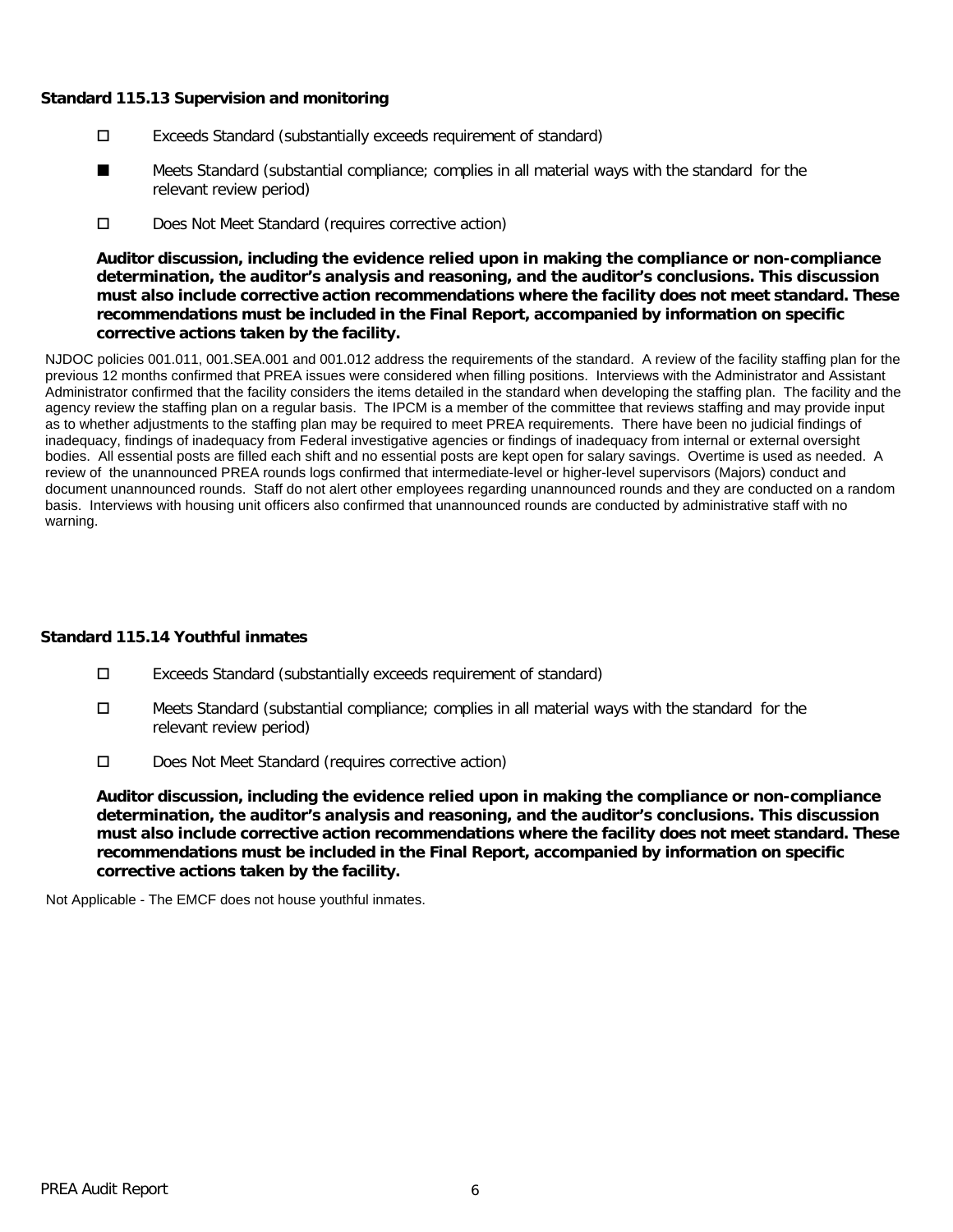**Standard 115.13 Supervision and monitoring**

- ☐ Exceeds Standard (substantially exceeds requirement of standard)
- ■ Meets Standard (substantial compliance; complies in all material ways with the standard for the relevant review period)
- ☐ Does Not Meet Standard (requires corrective action)

**Auditor discussion, including the evidence relied upon in making the compliance or non-compliance determination, the auditor's analysis and reasoning, and the auditor's conclusions. This discussion must also include corrective action recommendations where the facility does not meet standard. These recommendations must be included in the Final Report, accompanied by information on specific corrective actions taken by the facility.**

NJDOC policies 001.011, 001.SEA.001 and 001.012 address the requirements of the standard. A review of the facility staffing plan for the previous 12 months confirmed that PREA issues were considered when filling positions. Interviews with the Administrator and Assistant Administrator confirmed that the facility considers the items detailed in the standard when developing the staffing plan. The facility and the agency review the staffing plan on a regular basis. The IPCM is a member of the committee that reviews staffing and may provide input as to whether adjustments to the staffing plan may be required to meet PREA requirements. There have been no judicial findings of inadequacy, findings of inadequacy from Federal investigative agencies or findings of inadequacy from internal or external oversight bodies. All essential posts are filled each shift and no essential posts are kept open for salary savings. Overtime is used as needed. A review of the unannounced PREA rounds logs confirmed that intermediate-level or higher-level supervisors (Majors) conduct and document unannounced rounds. Staff do not alert other employees regarding unannounced rounds and they are conducted on a random basis. Interviews with housing unit officers also confirmed that unannounced rounds are conducted by administrative staff with no warning.

**Standard 115.14 Youthful inmates**

- ☐ Exceeds Standard (substantially exceeds requirement of standard)
- ☐ Meets Standard (substantial compliance; complies in all material ways with the standard for the relevant review period)
- ☐ Does Not Meet Standard (requires corrective action)

**Auditor discussion, including the evidence relied upon in making the compliance or non-compliance determination, the auditor's analysis and reasoning, and the auditor's conclusions. This discussion must also include corrective action recommendations where the facility does not meet standard. These recommendations must be included in the Final Report, accompanied by information on specific corrective actions taken by the facility.**

Not Applicable - The EMCF does not house youthful inmates.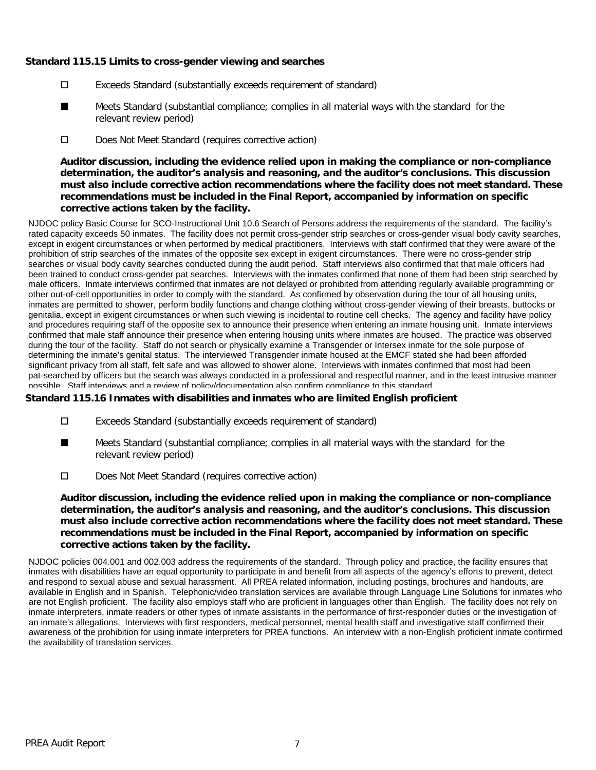**Standard 115.15 Limits to cross-gender viewing and searches**

☐ Exceeds Standard (substantially exceeds requirement of standard)

■ Meets Standard (substantial compliance; complies in all material ways with the standard for the relevant review period)

☐ Does Not Meet Standard (requires corrective action)

**Auditor discussion, including the evidence relied upon in making the compliance or non-compliance determination, the auditor's analysis and reasoning, and the auditor's conclusions. This discussion must also include corrective action recommendations where the facility does not meet standard. These recommendations must be included in the Final Report, accompanied by information on specific corrective actions taken by the facility.**

NJDOC policy Basic Course for SCO-Instructional Unit 10.6 Search of Persons address the requirements of the standard. The facility's rated capacity exceeds 50 inmates. The facility does not permit cross-gender strip searches or cross-gender visual body cavity searches, except in exigent circumstances or when performed by medical practitioners. Interviews with staff confirmed that they were aware of the prohibition of strip searches of the inmates of the opposite sex except in exigent circumstances. There were no cross-gender strip searches or visual body cavity searches conducted during the audit period. Staff interviews also confirmed that that male officers had been trained to conduct cross-gender pat searches. Interviews with the inmates confirmed that none of them had been strip searched by male officers. Inmate interviews confirmed that inmates are not delayed or prohibited from attending regularly available programming or other out-of-cell opportunities in order to comply with the standard. As confirmed by observation during the tour of all housing units, inmates are permitted to shower, perform bodily functions and change clothing without cross-gender viewing of their breasts, buttocks or genitalia, except in exigent circumstances or when such viewing is incidental to routine cell checks. The agency and facility have policy and procedures requiring staff of the opposite sex to announce their presence when entering an inmate housing unit. Inmate interviews confirmed that male staff announce their presence when entering housing units where inmates are housed. The practice was observed during the tour of the facility. Staff do not search or physically examine a Transgender or Intersex inmate for the sole purpose of determining the inmate's genital status. The interviewed Transgender inmate housed at the EMCF stated she had been afforded significant privacy from all staff, felt safe and was allowed to shower alone. Interviews with inmates confirmed that most had been pat-searched by officers but the search was always conducted in a professional and respectful manner, and in the least intrusive manner possible. Staff interviews and a review of policy/documentation also confirm compliance to this standard.

**Standard 115.16 Inmates with disabilities and inmates who are limited English proficient**

☐ Exceeds Standard (substantially exceeds requirement of standard)

■ Meets Standard (substantial compliance; complies in all material ways with the standard for the relevant review period)

☐ Does Not Meet Standard (requires corrective action)

**Auditor discussion, including the evidence relied upon in making the compliance or non-compliance determination, the auditor's analysis and reasoning, and the auditor's conclusions. This discussion must also include corrective action recommendations where the facility does not meet standard. These recommendations must be included in the Final Report, accompanied by information on specific corrective actions taken by the facility.**

NJDOC policies 004.001 and 002.003 address the requirements of the standard. Through policy and practice, the facility ensures that inmates with disabilities have an equal opportunity to participate in and benefit from all aspects of the agency's efforts to prevent, detect and respond to sexual abuse and sexual harassment. All PREA related information, including postings, brochures and handouts, are available in English and in Spanish. Telephonic/video translation services are available through Language Line Solutions for inmates who are not English proficient. The facility also employs staff who are proficient in languages other than English. The facility does not rely on inmate interpreters, inmate readers or other types of inmate assistants in the performance of first-responder duties or the investigation of an inmate's allegations. Interviews with first responders, medical personnel, mental health staff and investigative staff confirmed their awareness of the prohibition for using inmate interpreters for PREA functions. An interview with a non-English proficient inmate confirmed the availability of translation services.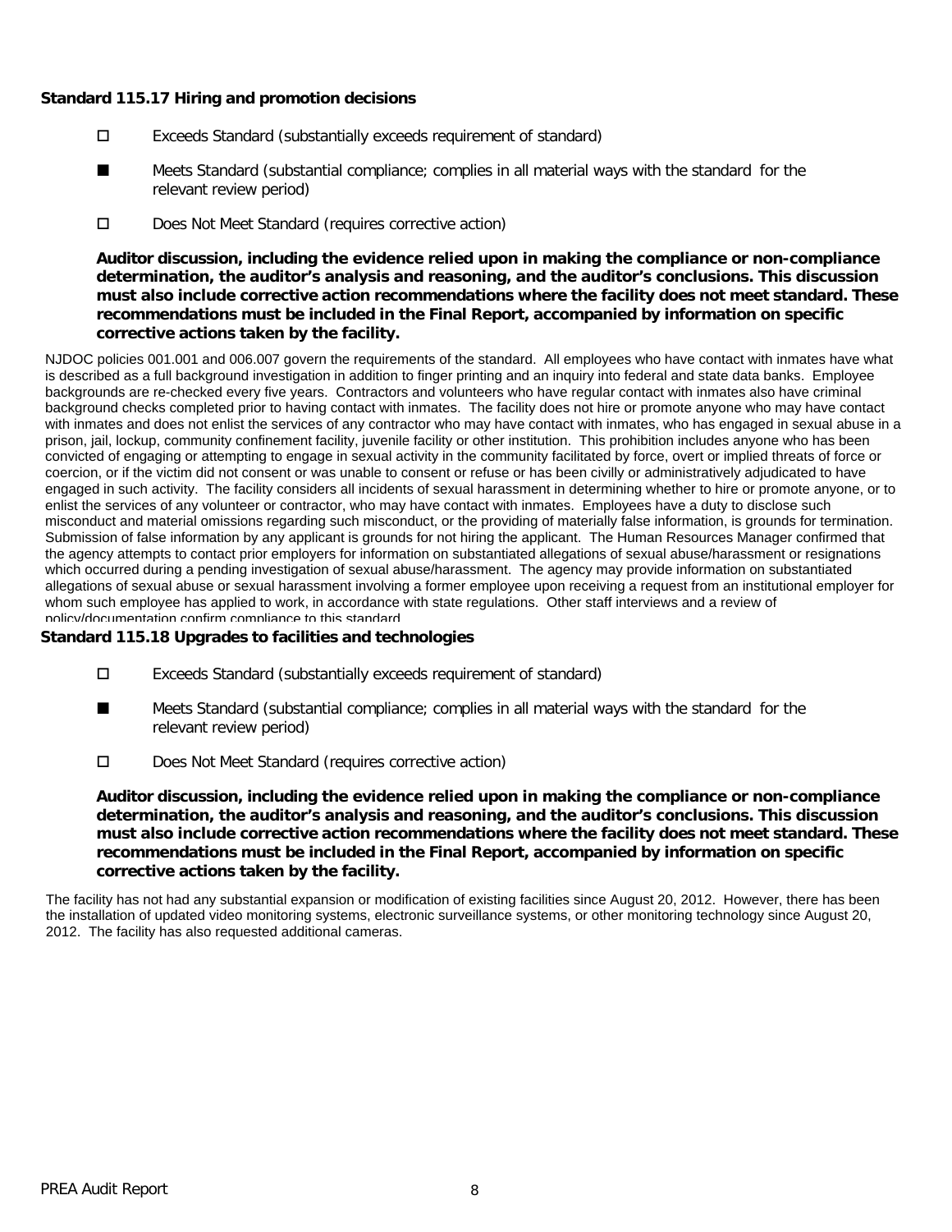### Standard 115.17 Hiring and promotion decisions

- ☐ Exceeds Standard (substantially exceeds requirement of standard)
- ■ Meets Standard (substantial compliance; complies in all material ways with the standard for the relevant review period)
- ☐ Does Not Meet Standard (requires corrective action)

**Auditor discussion, including the evidence relied upon in making the compliance or non-compliance determination, the auditor's analysis and reasoning, and the auditor's conclusions. This discussion must also include corrective action recommendations where the facility does not meet standard. These recommendations must be included in the Final Report, accompanied by information on specific corrective actions taken by the facility.**

NJDOC policies 001.001 and 006.007 govern the requirements of the standard. All employees who have contact with inmates have what is described as a full background investigation in addition to finger printing and an inquiry into federal and state data banks. Employee backgrounds are re-checked every five years. Contractors and volunteers who have regular contact with inmates also have criminal background checks completed prior to having contact with inmates. The facility does not hire or promote anyone who may have contact with inmates and does not enlist the services of any contractor who may have contact with inmates, who has engaged in sexual abuse in a prison, jail, lockup, community confinement facility, juvenile facility or other institution. This prohibition includes anyone who has been convicted of engaging or attempting to engage in sexual activity in the community facilitated by force, overt or implied threats of force or coercion, or if the victim did not consent or was unable to consent or refuse or has been civilly or administratively adjudicated to have engaged in such activity. The facility considers all incidents of sexual harassment in determining whether to hire or promote anyone, or to enlist the services of any volunteer or contractor, who may have contact with inmates. Employees have a duty to disclose such misconduct and material omissions regarding such misconduct, or the providing of materially false information, is grounds for termination. Submission of false information by any applicant is grounds for not hiring the applicant. The Human Resources Manager confirmed that the agency attempts to contact prior employers for information on substantiated allegations of sexual abuse/harassment or resignations which occurred during a pending investigation of sexual abuse/harassment. The agency may provide information on substantiated allegations of sexual abuse or sexual harassment involving a former employee upon receiving a request from an institutional employer for whom such employee has applied to work, in accordance with state regulations. Other staff interviews and a review of policy/documentation confirm compliance to this standard.

### Standard 115.18 Upgrades to facilities and technologies

- ☐ Exceeds Standard (substantially exceeds requirement of standard)
- ■ Meets Standard (substantial compliance; complies in all material ways with the standard for the relevant review period)
- ☐ Does Not Meet Standard (requires corrective action)

**Auditor discussion, including the evidence relied upon in making the compliance or non-compliance determination, the auditor's analysis and reasoning, and the auditor's conclusions. This discussion must also include corrective action recommendations where the facility does not meet standard. These recommendations must be included in the Final Report, accompanied by information on specific corrective actions taken by the facility.**

The facility has not had any substantial expansion or modification of existing facilities since August 20, 2012. However, there has been the installation of updated video monitoring systems, electronic surveillance systems, or other monitoring technology since August 20, 2012. The facility has also requested additional cameras.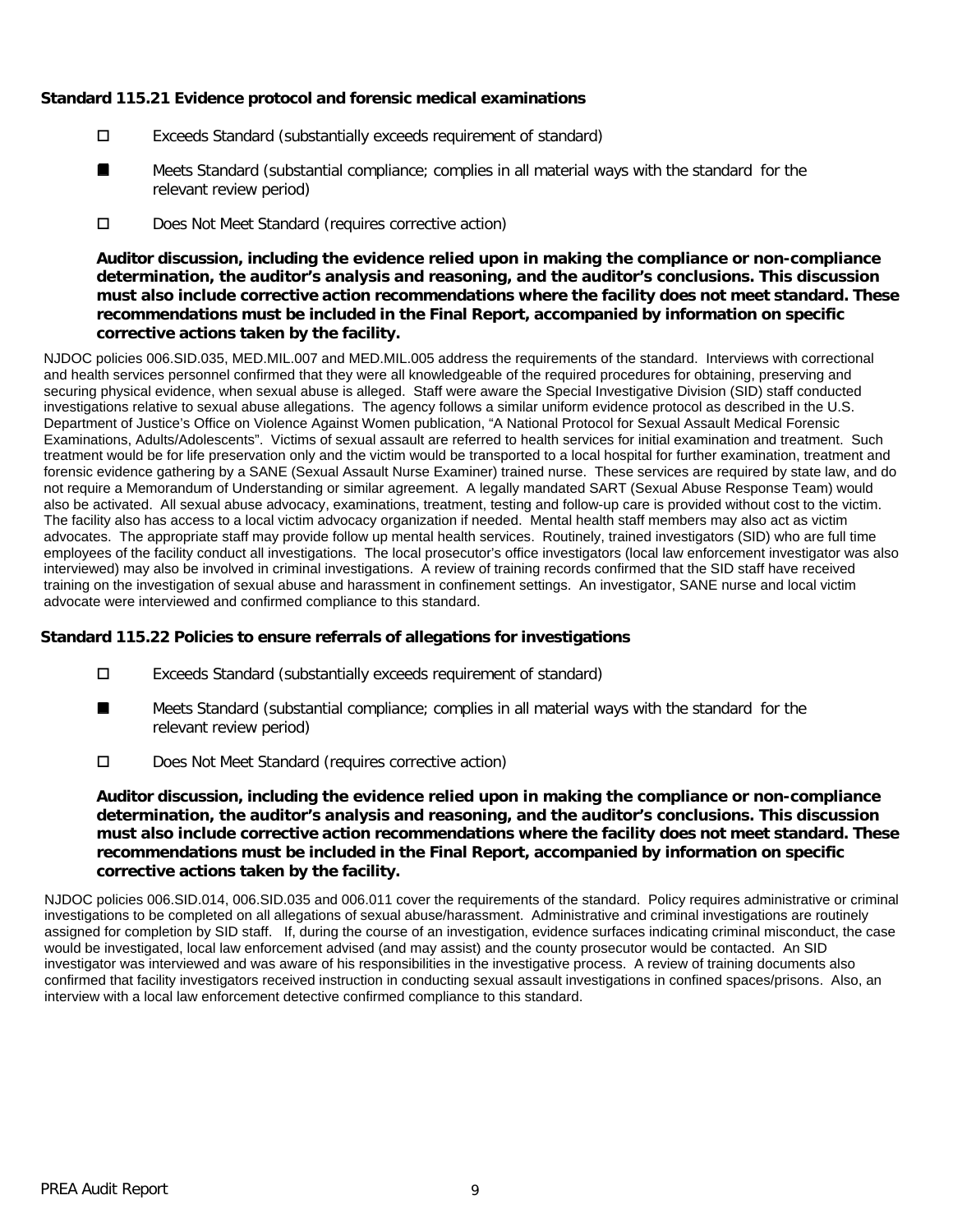**Standard 115.21 Evidence protocol and forensic medical examinations**

- ☐ Exceeds Standard (substantially exceeds requirement of standard)
- ■ Meets Standard (substantial compliance; complies in all material ways with the standard for the relevant review period)
- ☐ Does Not Meet Standard (requires corrective action)

**Auditor discussion, including the evidence relied upon in making the compliance or non-compliance determination, the auditor's analysis and reasoning, and the auditor's conclusions. This discussion must also include corrective action recommendations where the facility does not meet standard. These recommendations must be included in the Final Report, accompanied by information on specific corrective actions taken by the facility.**

NJDOC policies 006.SID.035, MED.MIL.007 and MED.MIL.005 address the requirements of the standard. Interviews with correctional and health services personnel confirmed that they were all knowledgeable of the required procedures for obtaining, preserving and securing physical evidence, when sexual abuse is alleged. Staff were aware the Special Investigative Division (SID) staff conducted investigations relative to sexual abuse allegations. The agency follows a similar uniform evidence protocol as described in the U.S. Department of Justice's Office on Violence Against Women publication, "A National Protocol for Sexual Assault Medical Forensic Examinations, Adults/Adolescents". Victims of sexual assault are referred to health services for initial examination and treatment. Such treatment would be for life preservation only and the victim would be transported to a local hospital for further examination, treatment and forensic evidence gathering by a SANE (Sexual Assault Nurse Examiner) trained nurse. These services are required by state law, and do not require a Memorandum of Understanding or similar agreement. A legally mandated SART (Sexual Abuse Response Team) would also be activated. All sexual abuse advocacy, examinations, treatment, testing and follow-up care is provided without cost to the victim. The facility also has access to a local victim advocacy organization if needed. Mental health staff members may also act as victim advocates. The appropriate staff may provide follow up mental health services. Routinely, trained investigators (SID) who are full time employees of the facility conduct all investigations. The local prosecutor's office investigators (local law enforcement investigator was also interviewed) may also be involved in criminal investigations. A review of training records confirmed that the SID staff have received training on the investigation of sexual abuse and harassment in confinement settings. An investigator, SANE nurse and local victim advocate were interviewed and confirmed compliance to this standard.

**Standard 115.22 Policies to ensure referrals of allegations for investigations**

- ☐ Exceeds Standard (substantially exceeds requirement of standard)
- ■ Meets Standard (substantial compliance; complies in all material ways with the standard for the relevant review period)
- ☐ Does Not Meet Standard (requires corrective action)

**Auditor discussion, including the evidence relied upon in making the compliance or non-compliance determination, the auditor's analysis and reasoning, and the auditor's conclusions. This discussion must also include corrective action recommendations where the facility does not meet standard. These recommendations must be included in the Final Report, accompanied by information on specific corrective actions taken by the facility.**

NJDOC policies 006.SID.014, 006.SID.035 and 006.011 cover the requirements of the standard. Policy requires administrative or criminal investigations to be completed on all allegations of sexual abuse/harassment. Administrative and criminal investigations are routinely assigned for completion by SID staff. If, during the course of an investigation, evidence surfaces indicating criminal misconduct, the case would be investigated, local law enforcement advised (and may assist) and the county prosecutor would be contacted. An SID investigator was interviewed and was aware of his responsibilities in the investigative process. A review of training documents also confirmed that facility investigators received instruction in conducting sexual assault investigations in confined spaces/prisons. Also, an interview with a local law enforcement detective confirmed compliance to this standard.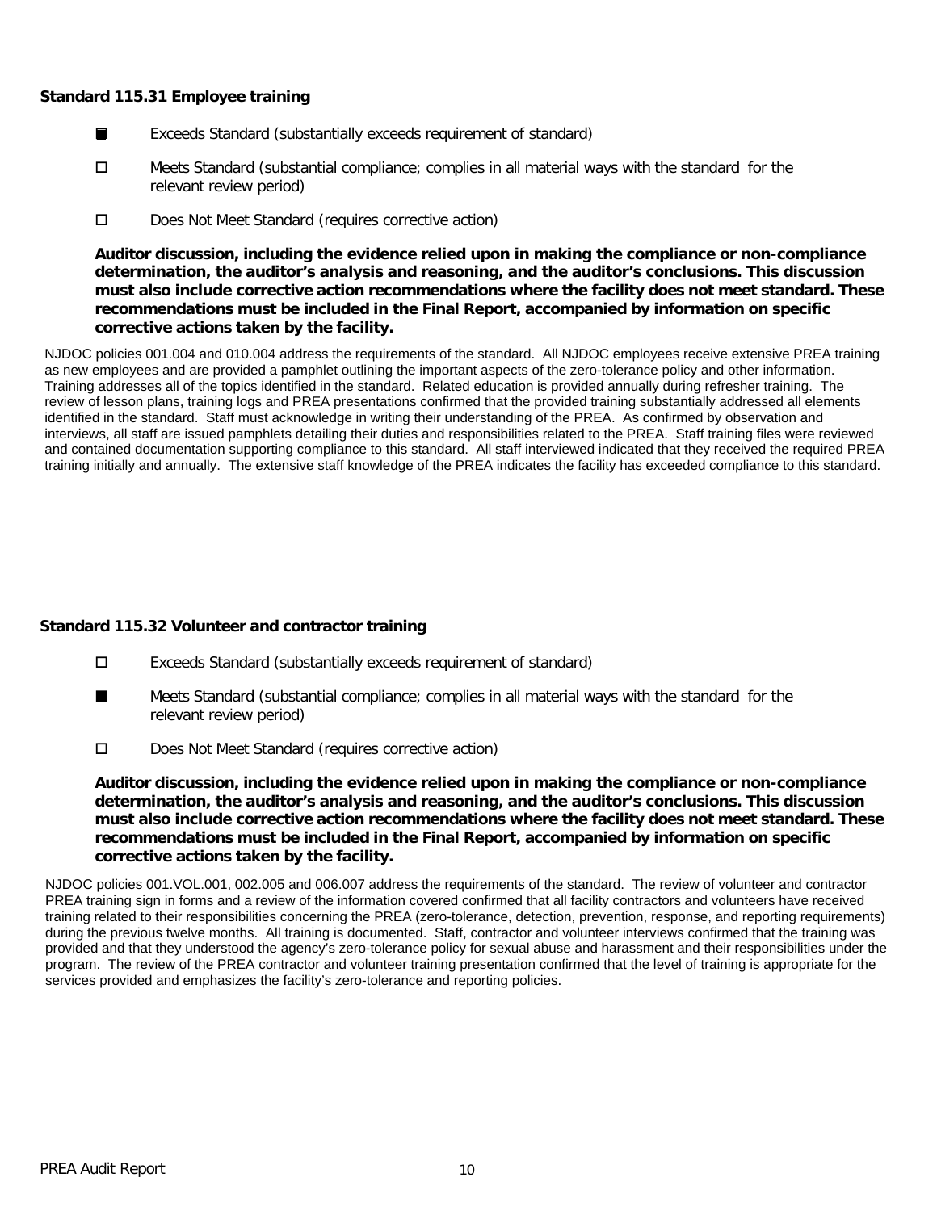**Standard 115.31 Employee training**

- ■ Exceeds Standard (substantially exceeds requirement of standard)
- ☐ Meets Standard (substantial compliance; complies in all material ways with the standard for the relevant review period)
- ☐ Does Not Meet Standard (requires corrective action)

**Auditor discussion, including the evidence relied upon in making the compliance or non-compliance determination, the auditor's analysis and reasoning, and the auditor's conclusions. This discussion must also include corrective action recommendations where the facility does not meet standard. These recommendations must be included in the Final Report, accompanied by information on specific corrective actions taken by the facility.**

NJDOC policies 001.004 and 010.004 address the requirements of the standard. All NJDOC employees receive extensive PREA training as new employees and are provided a pamphlet outlining the important aspects of the zero-tolerance policy and other information. Training addresses all of the topics identified in the standard. Related education is provided annually during refresher training. The review of lesson plans, training logs and PREA presentations confirmed that the provided training substantially addressed all elements identified in the standard. Staff must acknowledge in writing their understanding of the PREA. As confirmed by observation and interviews, all staff are issued pamphlets detailing their duties and responsibilities related to the PREA. Staff training files were reviewed and contained documentation supporting compliance to this standard. All staff interviewed indicated that they received the required PREA training initially and annually. The extensive staff knowledge of the PREA indicates the facility has exceeded compliance to this standard.

**Standard 115.32 Volunteer and contractor training**

- ☐ Exceeds Standard (substantially exceeds requirement of standard)
- ■ Meets Standard (substantial compliance; complies in all material ways with the standard for the relevant review period)
- ☐ Does Not Meet Standard (requires corrective action)

**Auditor discussion, including the evidence relied upon in making the compliance or non-compliance determination, the auditor's analysis and reasoning, and the auditor's conclusions. This discussion must also include corrective action recommendations where the facility does not meet standard. These recommendations must be included in the Final Report, accompanied by information on specific corrective actions taken by the facility.**

NJDOC policies 001.VOL.001, 002.005 and 006.007 address the requirements of the standard. The review of volunteer and contractor PREA training sign in forms and a review of the information covered confirmed that all facility contractors and volunteers have received training related to their responsibilities concerning the PREA (zero-tolerance, detection, prevention, response, and reporting requirements) during the previous twelve months. All training is documented. Staff, contractor and volunteer interviews confirmed that the training was provided and that they understood the agency's zero-tolerance policy for sexual abuse and harassment and their responsibilities under the program. The review of the PREA contractor and volunteer training presentation confirmed that the level of training is appropriate for the services provided and emphasizes the facility's zero-tolerance and reporting policies.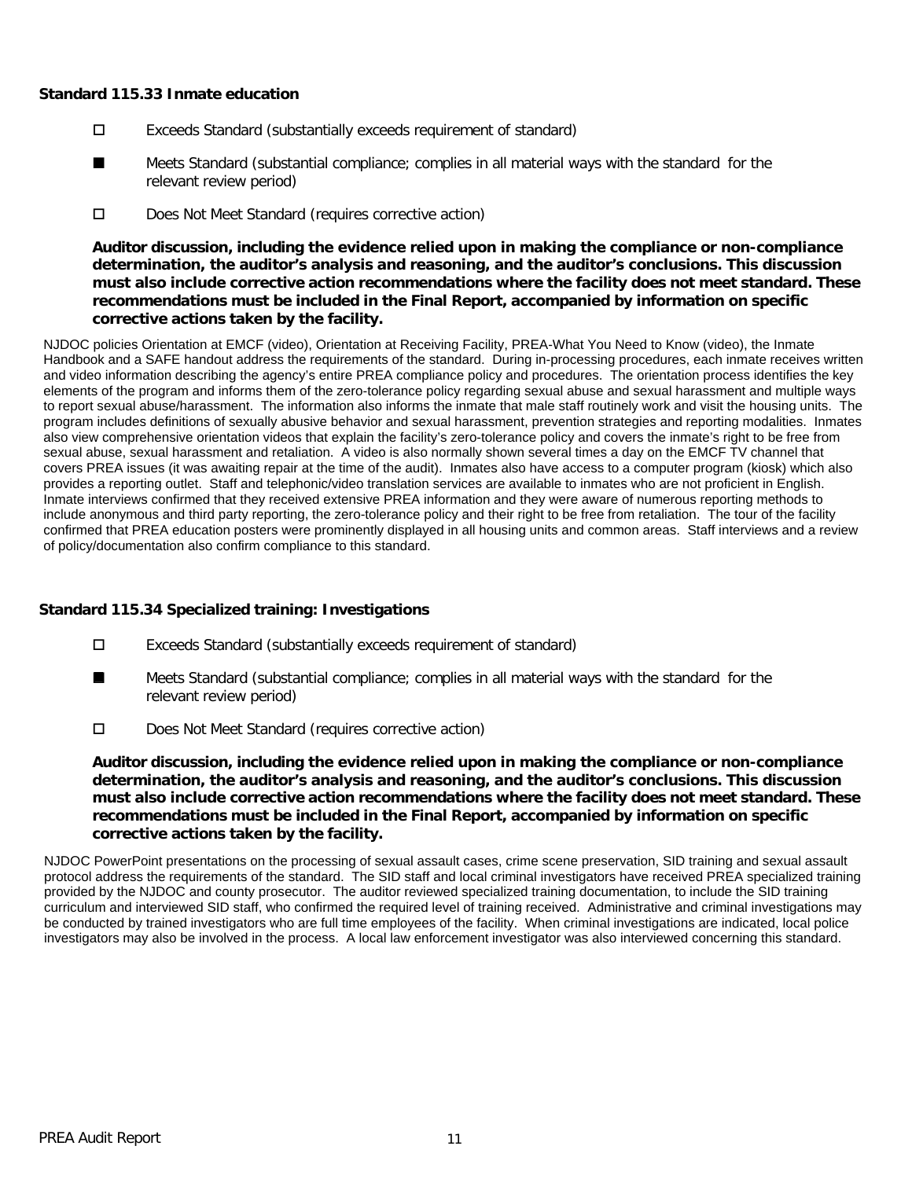**Standard 115.33 Inmate education**

- ☐ Exceeds Standard (substantially exceeds requirement of standard)
- ■ Meets Standard (substantial compliance; complies in all material ways with the standard for the relevant review period)
- ☐ Does Not Meet Standard (requires corrective action)

**Auditor discussion, including the evidence relied upon in making the compliance or non-compliance determination, the auditor's analysis and reasoning, and the auditor's conclusions. This discussion must also include corrective action recommendations where the facility does not meet standard. These recommendations must be included in the Final Report, accompanied by information on specific corrective actions taken by the facility.**

NJDOC policies Orientation at EMCF (video), Orientation at Receiving Facility, PREA-What You Need to Know (video), the Inmate Handbook and a SAFE handout address the requirements of the standard. During in-processing procedures, each inmate receives written and video information describing the agency's entire PREA compliance policy and procedures. The orientation process identifies the key elements of the program and informs them of the zero-tolerance policy regarding sexual abuse and sexual harassment and multiple ways to report sexual abuse/harassment. The information also informs the inmate that male staff routinely work and visit the housing units. The program includes definitions of sexually abusive behavior and sexual harassment, prevention strategies and reporting modalities. Inmates also view comprehensive orientation videos that explain the facility's zero-tolerance policy and covers the inmate's right to be free from sexual abuse, sexual harassment and retaliation. A video is also normally shown several times a day on the EMCF TV channel that covers PREA issues (it was awaiting repair at the time of the audit). Inmates also have access to a computer program (kiosk) which also provides a reporting outlet. Staff and telephonic/video translation services are available to inmates who are not proficient in English. Inmate interviews confirmed that they received extensive PREA information and they were aware of numerous reporting methods to include anonymous and third party reporting, the zero-tolerance policy and their right to be free from retaliation. The tour of the facility confirmed that PREA education posters were prominently displayed in all housing units and common areas. Staff interviews and a review of policy/documentation also confirm compliance to this standard.

**Standard 115.34 Specialized training: Investigations**

- ☐ Exceeds Standard (substantially exceeds requirement of standard)
- ■ Meets Standard (substantial compliance; complies in all material ways with the standard for the relevant review period)
- ☐ Does Not Meet Standard (requires corrective action)

**Auditor discussion, including the evidence relied upon in making the compliance or non-compliance determination, the auditor's analysis and reasoning, and the auditor's conclusions. This discussion must also include corrective action recommendations where the facility does not meet standard. These recommendations must be included in the Final Report, accompanied by information on specific corrective actions taken by the facility.**

NJDOC PowerPoint presentations on the processing of sexual assault cases, crime scene preservation, SID training and sexual assault protocol address the requirements of the standard. The SID staff and local criminal investigators have received PREA specialized training provided by the NJDOC and county prosecutor. The auditor reviewed specialized training documentation, to include the SID training curriculum and interviewed SID staff, who confirmed the required level of training received. Administrative and criminal investigations may be conducted by trained investigators who are full time employees of the facility. When criminal investigations are indicated, local police investigators may also be involved in the process. A local law enforcement investigator was also interviewed concerning this standard.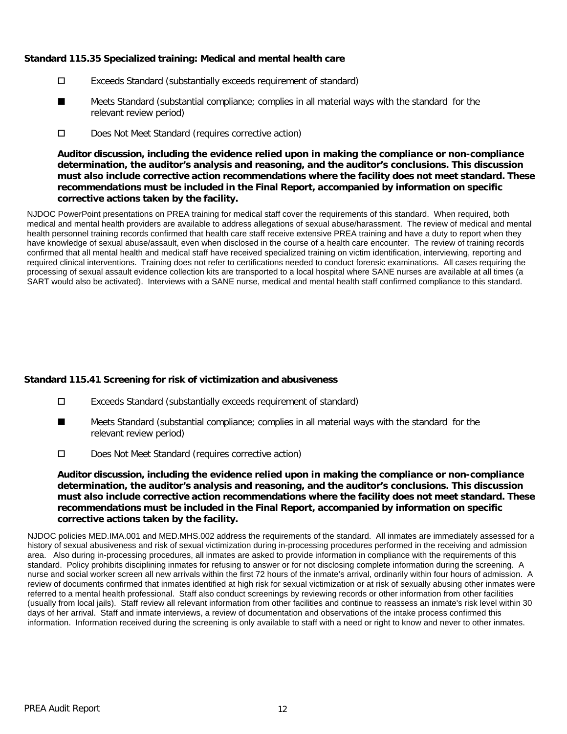**Standard 115.35 Specialized training: Medical and mental health care**

- ☐ Exceeds Standard (substantially exceeds requirement of standard)
- ■ Meets Standard (substantial compliance; complies in all material ways with the standard for the relevant review period)
- ☐ Does Not Meet Standard (requires corrective action)

**Auditor discussion, including the evidence relied upon in making the compliance or non-compliance determination, the auditor's analysis and reasoning, and the auditor's conclusions. This discussion must also include corrective action recommendations where the facility does not meet standard. These recommendations must be included in the Final Report, accompanied by information on specific corrective actions taken by the facility.**

NJDOC PowerPoint presentations on PREA training for medical staff cover the requirements of this standard. When required, both medical and mental health providers are available to address allegations of sexual abuse/harassment. The review of medical and mental health personnel training records confirmed that health care staff receive extensive PREA training and have a duty to report when they have knowledge of sexual abuse/assault, even when disclosed in the course of a health care encounter. The review of training records confirmed that all mental health and medical staff have received specialized training on victim identification, interviewing, reporting and required clinical interventions. Training does not refer to certifications needed to conduct forensic examinations. All cases requiring the processing of sexual assault evidence collection kits are transported to a local hospital where SANE nurses are available at all times (a SART would also be activated). Interviews with a SANE nurse, medical and mental health staff confirmed compliance to this standard.

**Standard 115.41 Screening for risk of victimization and abusiveness**

- ☐ Exceeds Standard (substantially exceeds requirement of standard)
- ■ Meets Standard (substantial compliance; complies in all material ways with the standard for the relevant review period)
- ☐ Does Not Meet Standard (requires corrective action)

**Auditor discussion, including the evidence relied upon in making the compliance or non-compliance determination, the auditor's analysis and reasoning, and the auditor's conclusions. This discussion must also include corrective action recommendations where the facility does not meet standard. These recommendations must be included in the Final Report, accompanied by information on specific corrective actions taken by the facility.**

NJDOC policies MED.IMA.001 and MED.MHS.002 address the requirements of the standard. All inmates are immediately assessed for a history of sexual abusiveness and risk of sexual victimization during in-processing procedures performed in the receiving and admission area. Also during in-processing procedures, all inmates are asked to provide information in compliance with the requirements of this standard. Policy prohibits disciplining inmates for refusing to answer or for not disclosing complete information during the screening. A nurse and social worker screen all new arrivals within the first 72 hours of the inmate's arrival, ordinarily within four hours of admission. A review of documents confirmed that inmates identified at high risk for sexual victimization or at risk of sexually abusing other inmates were referred to a mental health professional. Staff also conduct screenings by reviewing records or other information from other facilities (usually from local jails). Staff review all relevant information from other facilities and continue to reassess an inmate's risk level within 30 days of her arrival. Staff and inmate interviews, a review of documentation and observations of the intake process confirmed this information. Information received during the screening is only available to staff with a need or right to know and never to other inmates.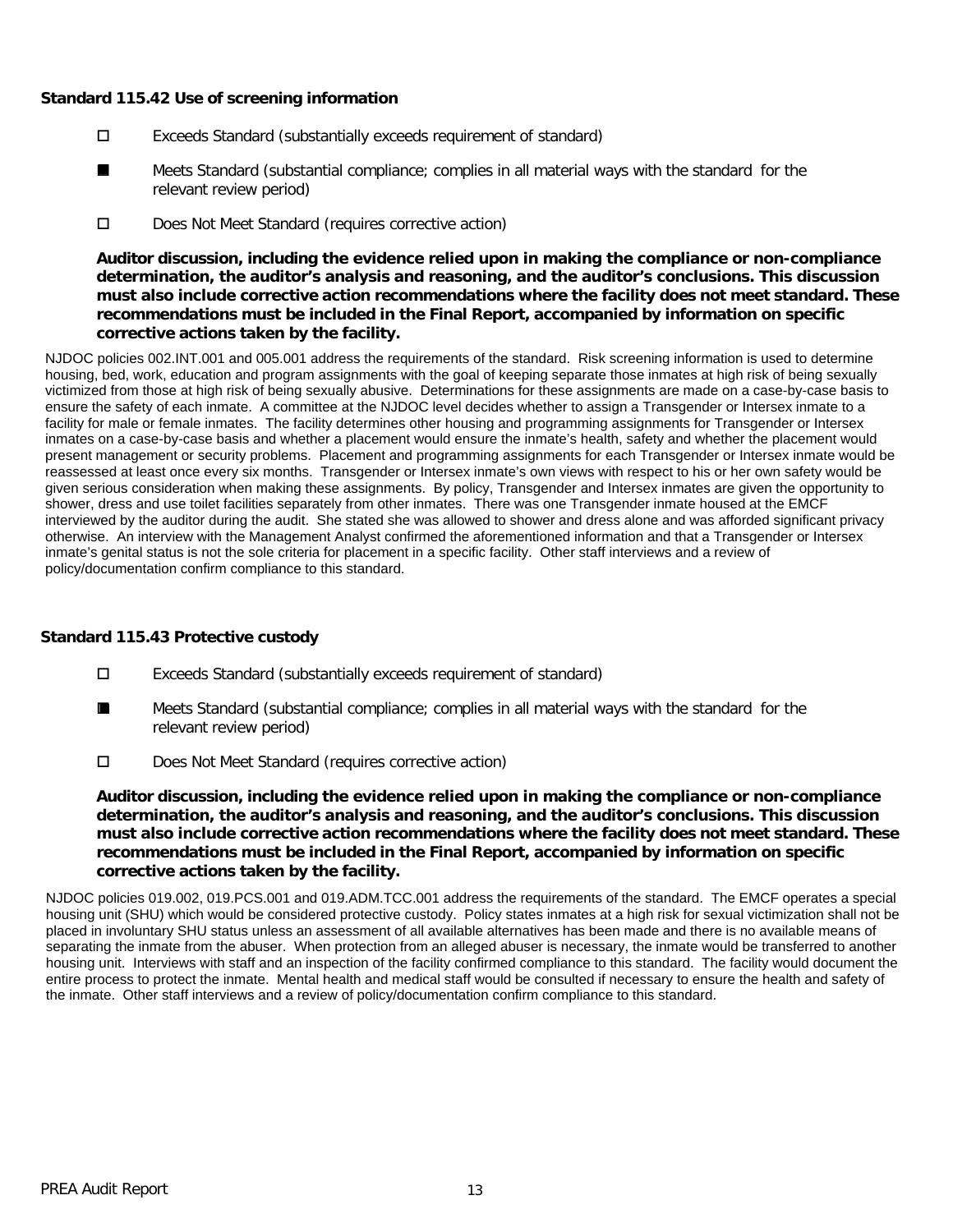### Standard 115.42 Use of screening information

- ☐ Exceeds Standard (substantially exceeds requirement of standard)
- ■ Meets Standard (substantial compliance; complies in all material ways with the standard for the relevant review period)
- ☐ Does Not Meet Standard (requires corrective action)

**Auditor discussion, including the evidence relied upon in making the compliance or non-compliance determination, the auditor's analysis and reasoning, and the auditor's conclusions. This discussion must also include corrective action recommendations where the facility does not meet standard. These recommendations must be included in the Final Report, accompanied by information on specific corrective actions taken by the facility.**

NJDOC policies 002.INT.001 and 005.001 address the requirements of the standard. Risk screening information is used to determine housing, bed, work, education and program assignments with the goal of keeping separate those inmates at high risk of being sexually victimized from those at high risk of being sexually abusive. Determinations for these assignments are made on a case-by-case basis to ensure the safety of each inmate. A committee at the NJDOC level decides whether to assign a Transgender or Intersex inmate to a facility for male or female inmates. The facility determines other housing and programming assignments for Transgender or Intersex inmates on a case-by-case basis and whether a placement would ensure the inmate's health, safety and whether the placement would present management or security problems. Placement and programming assignments for each Transgender or Intersex inmate would be reassessed at least once every six months. Transgender or Intersex inmate's own views with respect to his or her own safety would be given serious consideration when making these assignments. By policy, Transgender and Intersex inmates are given the opportunity to shower, dress and use toilet facilities separately from other inmates. There was one Transgender inmate housed at the EMCF interviewed by the auditor during the audit. She stated she was allowed to shower and dress alone and was afforded significant privacy otherwise. An interview with the Management Analyst confirmed the aforementioned information and that a Transgender or Intersex inmate's genital status is not the sole criteria for placement in a specific facility. Other staff interviews and a review of policy/documentation confirm compliance to this standard.

### Standard 115.43 Protective custody

- ☐ Exceeds Standard (substantially exceeds requirement of standard)
- ■ Meets Standard (substantial compliance; complies in all material ways with the standard for the relevant review period)
- ☐ Does Not Meet Standard (requires corrective action)

**Auditor discussion, including the evidence relied upon in making the compliance or non-compliance determination, the auditor's analysis and reasoning, and the auditor's conclusions. This discussion must also include corrective action recommendations where the facility does not meet standard. These recommendations must be included in the Final Report, accompanied by information on specific corrective actions taken by the facility.**

NJDOC policies 019.002, 019.PCS.001 and 019.ADM.TCC.001 address the requirements of the standard. The EMCF operates a special housing unit (SHU) which would be considered protective custody. Policy states inmates at a high risk for sexual victimization shall not be placed in involuntary SHU status unless an assessment of all available alternatives has been made and there is no available means of separating the inmate from the abuser. When protection from an alleged abuser is necessary, the inmate would be transferred to another housing unit. Interviews with staff and an inspection of the facility confirmed compliance to this standard. The facility would document the entire process to protect the inmate. Mental health and medical staff would be consulted if necessary to ensure the health and safety of the inmate. Other staff interviews and a review of policy/documentation confirm compliance to this standard.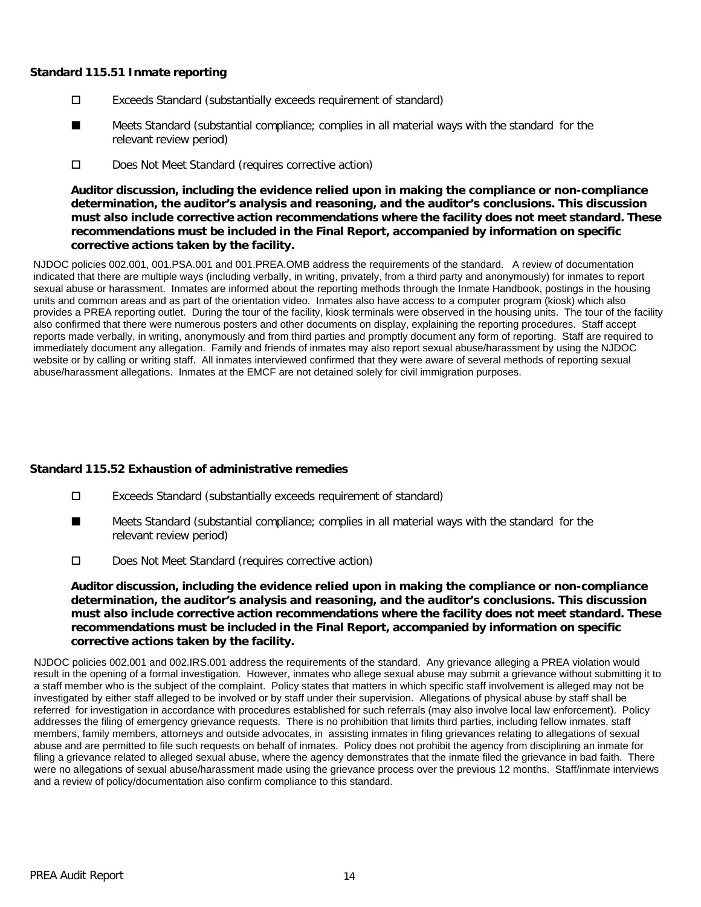**Standard 115.51 Inmate reporting**

☐ Exceeds Standard (substantially exceeds requirement of standard)

■ Meets Standard (substantial compliance; complies in all material ways with the standard for the relevant review period)

☐ Does Not Meet Standard (requires corrective action)

**Auditor discussion, including the evidence relied upon in making the compliance or non-compliance determination, the auditor's analysis and reasoning, and the auditor's conclusions. This discussion must also include corrective action recommendations where the facility does not meet standard. These recommendations must be included in the Final Report, accompanied by information on specific corrective actions taken by the facility.**

NJDOC policies 002.001, 001.PSA.001 and 001.PREA.OMB address the requirements of the standard. A review of documentation indicated that there are multiple ways (including verbally, in writing, privately, from a third party and anonymously) for inmates to report sexual abuse or harassment. Inmates are informed about the reporting methods through the Inmate Handbook, postings in the housing units and common areas and as part of the orientation video. Inmates also have access to a computer program (kiosk) which also provides a PREA reporting outlet. During the tour of the facility, kiosk terminals were observed in the housing units. The tour of the facility also confirmed that there were numerous posters and other documents on display, explaining the reporting procedures. Staff accept reports made verbally, in writing, anonymously and from third parties and promptly document any form of reporting. Staff are required to immediately document any allegation. Family and friends of inmates may also report sexual abuse/harassment by using the NJDOC website or by calling or writing staff. All inmates interviewed confirmed that they were aware of several methods of reporting sexual abuse/harassment allegations. Inmates at the EMCF are not detained solely for civil immigration purposes.

**Standard 115.52 Exhaustion of administrative remedies**

☐ Exceeds Standard (substantially exceeds requirement of standard)

■ Meets Standard (substantial compliance; complies in all material ways with the standard for the relevant review period)

☐ Does Not Meet Standard (requires corrective action)

**Auditor discussion, including the evidence relied upon in making the compliance or non-compliance determination, the auditor's analysis and reasoning, and the auditor's conclusions. This discussion must also include corrective action recommendations where the facility does not meet standard. These recommendations must be included in the Final Report, accompanied by information on specific corrective actions taken by the facility.**

NJDOC policies 002.001 and 002.IRS.001 address the requirements of the standard. Any grievance alleging a PREA violation would result in the opening of a formal investigation. However, inmates who allege sexual abuse may submit a grievance without submitting it to a staff member who is the subject of the complaint. Policy states that matters in which specific staff involvement is alleged may not be investigated by either staff alleged to be involved or by staff under their supervision. Allegations of physical abuse by staff shall be referred for investigation in accordance with procedures established for such referrals (may also involve local law enforcement). Policy addresses the filing of emergency grievance requests. There is no prohibition that limits third parties, including fellow inmates, staff members, family members, attorneys and outside advocates, in assisting inmates in filing grievances relating to allegations of sexual abuse and are permitted to file such requests on behalf of inmates. Policy does not prohibit the agency from disciplining an inmate for filing a grievance related to alleged sexual abuse, where the agency demonstrates that the inmate filed the grievance in bad faith. There were no allegations of sexual abuse/harassment made using the grievance process over the previous 12 months. Staff/inmate interviews and a review of policy/documentation also confirm compliance to this standard.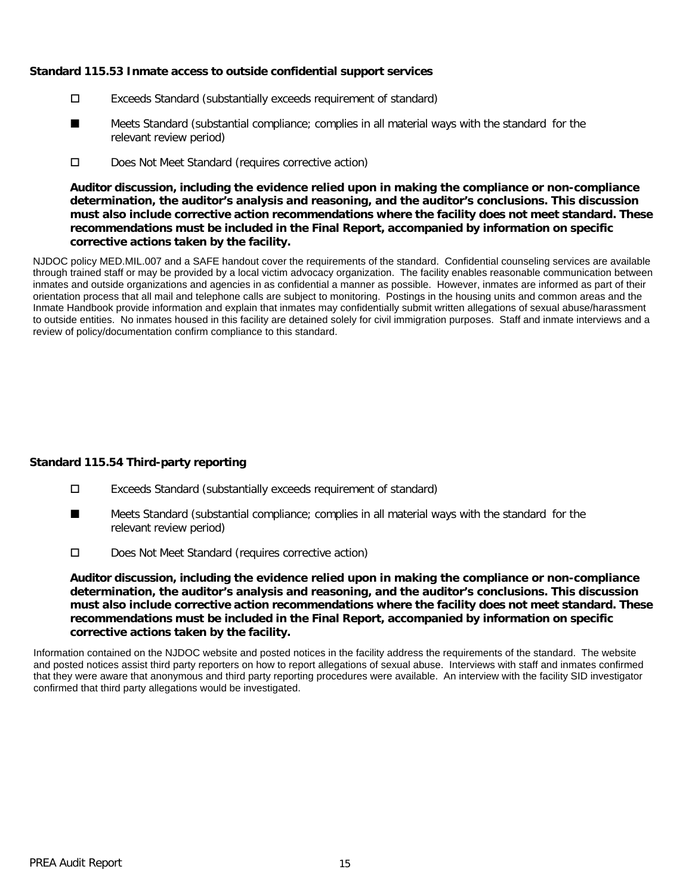### Standard 115.53 Inmate access to outside confidential support services

☐ Exceeds Standard (substantially exceeds requirement of standard)

■ Meets Standard (substantial compliance; complies in all material ways with the standard for the relevant review period)

☐ Does Not Meet Standard (requires corrective action)

**Auditor discussion, including the evidence relied upon in making the compliance or non-compliance determination, the auditor's analysis and reasoning, and the auditor's conclusions. This discussion must also include corrective action recommendations where the facility does not meet standard. These recommendations must be included in the Final Report, accompanied by information on specific corrective actions taken by the facility.**

NJDOC policy MED.MIL.007 and a SAFE handout cover the requirements of the standard. Confidential counseling services are available through trained staff or may be provided by a local victim advocacy organization. The facility enables reasonable communication between inmates and outside organizations and agencies in as confidential a manner as possible. However, inmates are informed as part of their orientation process that all mail and telephone calls are subject to monitoring. Postings in the housing units and common areas and the Inmate Handbook provide information and explain that inmates may confidentially submit written allegations of sexual abuse/harassment to outside entities. No inmates housed in this facility are detained solely for civil immigration purposes. Staff and inmate interviews and a review of policy/documentation confirm compliance to this standard.

### Standard 115.54 Third-party reporting

☐ Exceeds Standard (substantially exceeds requirement of standard)

■ Meets Standard (substantial compliance; complies in all material ways with the standard for the relevant review period)

☐ Does Not Meet Standard (requires corrective action)

**Auditor discussion, including the evidence relied upon in making the compliance or non-compliance determination, the auditor's analysis and reasoning, and the auditor's conclusions. This discussion must also include corrective action recommendations where the facility does not meet standard. These recommendations must be included in the Final Report, accompanied by information on specific corrective actions taken by the facility.**

Information contained on the NJDOC website and posted notices in the facility address the requirements of the standard. The website and posted notices assist third party reporters on how to report allegations of sexual abuse. Interviews with staff and inmates confirmed that they were aware that anonymous and third party reporting procedures were available. An interview with the facility SID investigator confirmed that third party allegations would be investigated.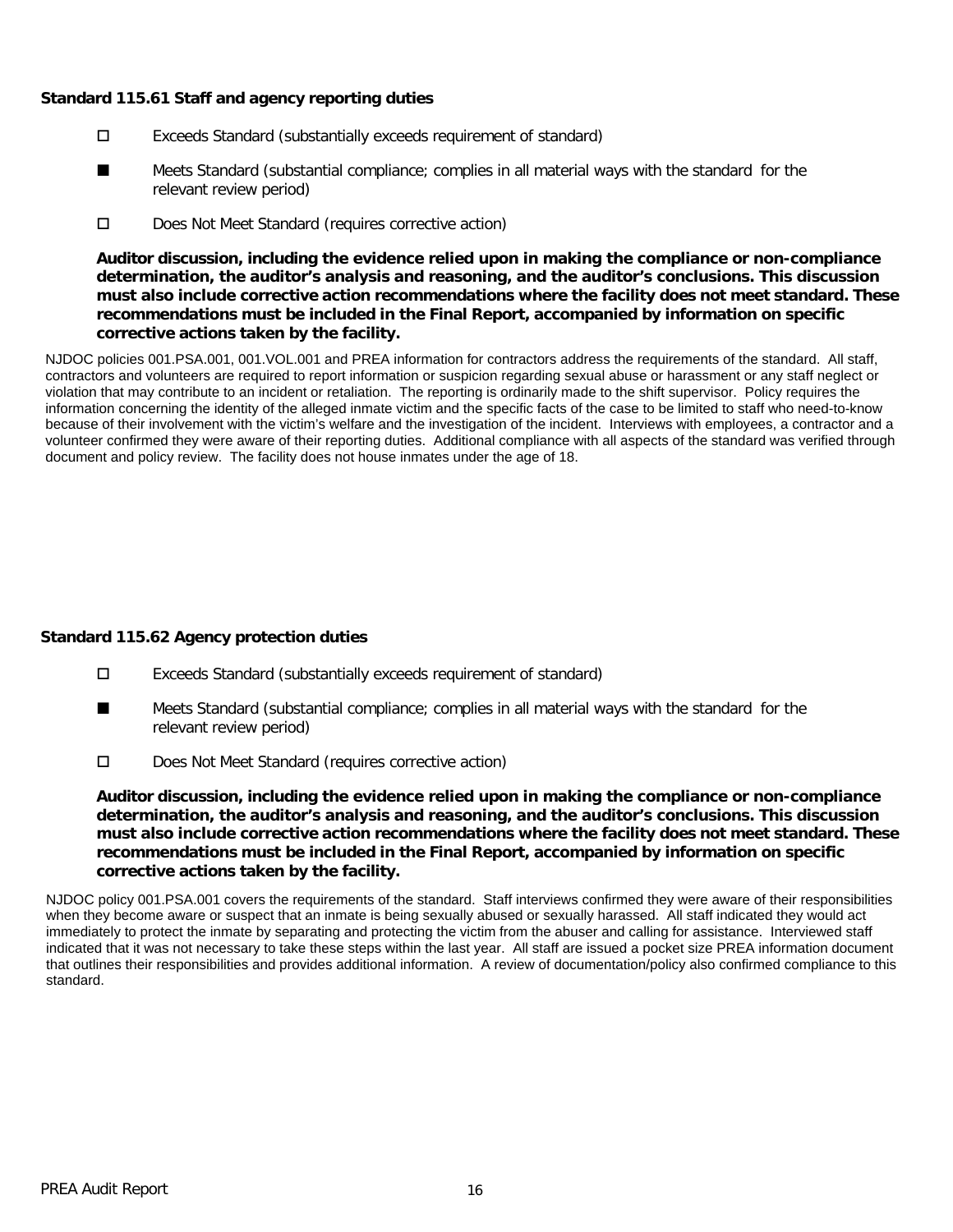**Standard 115.61 Staff and agency reporting duties**

- ☐ Exceeds Standard (substantially exceeds requirement of standard)
- ■ Meets Standard (substantial compliance; complies in all material ways with the standard for the relevant review period)
- ☐ Does Not Meet Standard (requires corrective action)

**Auditor discussion, including the evidence relied upon in making the compliance or non-compliance determination, the auditor's analysis and reasoning, and the auditor's conclusions. This discussion must also include corrective action recommendations where the facility does not meet standard. These recommendations must be included in the Final Report, accompanied by information on specific corrective actions taken by the facility.**

NJDOC policies 001.PSA.001, 001.VOL.001 and PREA information for contractors address the requirements of the standard. All staff, contractors and volunteers are required to report information or suspicion regarding sexual abuse or harassment or any staff neglect or violation that may contribute to an incident or retaliation. The reporting is ordinarily made to the shift supervisor. Policy requires the information concerning the identity of the alleged inmate victim and the specific facts of the case to be limited to staff who need-to-know because of their involvement with the victim's welfare and the investigation of the incident. Interviews with employees, a contractor and a volunteer confirmed they were aware of their reporting duties. Additional compliance with all aspects of the standard was verified through document and policy review. The facility does not house inmates under the age of 18.

**Standard 115.62 Agency protection duties**

- ☐ Exceeds Standard (substantially exceeds requirement of standard)
- ■ Meets Standard (substantial compliance; complies in all material ways with the standard for the relevant review period)
- ☐ Does Not Meet Standard (requires corrective action)

**Auditor discussion, including the evidence relied upon in making the compliance or non-compliance determination, the auditor's analysis and reasoning, and the auditor's conclusions. This discussion must also include corrective action recommendations where the facility does not meet standard. These recommendations must be included in the Final Report, accompanied by information on specific corrective actions taken by the facility.**

NJDOC policy 001.PSA.001 covers the requirements of the standard. Staff interviews confirmed they were aware of their responsibilities when they become aware or suspect that an inmate is being sexually abused or sexually harassed. All staff indicated they would act immediately to protect the inmate by separating and protecting the victim from the abuser and calling for assistance. Interviewed staff indicated that it was not necessary to take these steps within the last year. All staff are issued a pocket size PREA information document that outlines their responsibilities and provides additional information. A review of documentation/policy also confirmed compliance to this standard.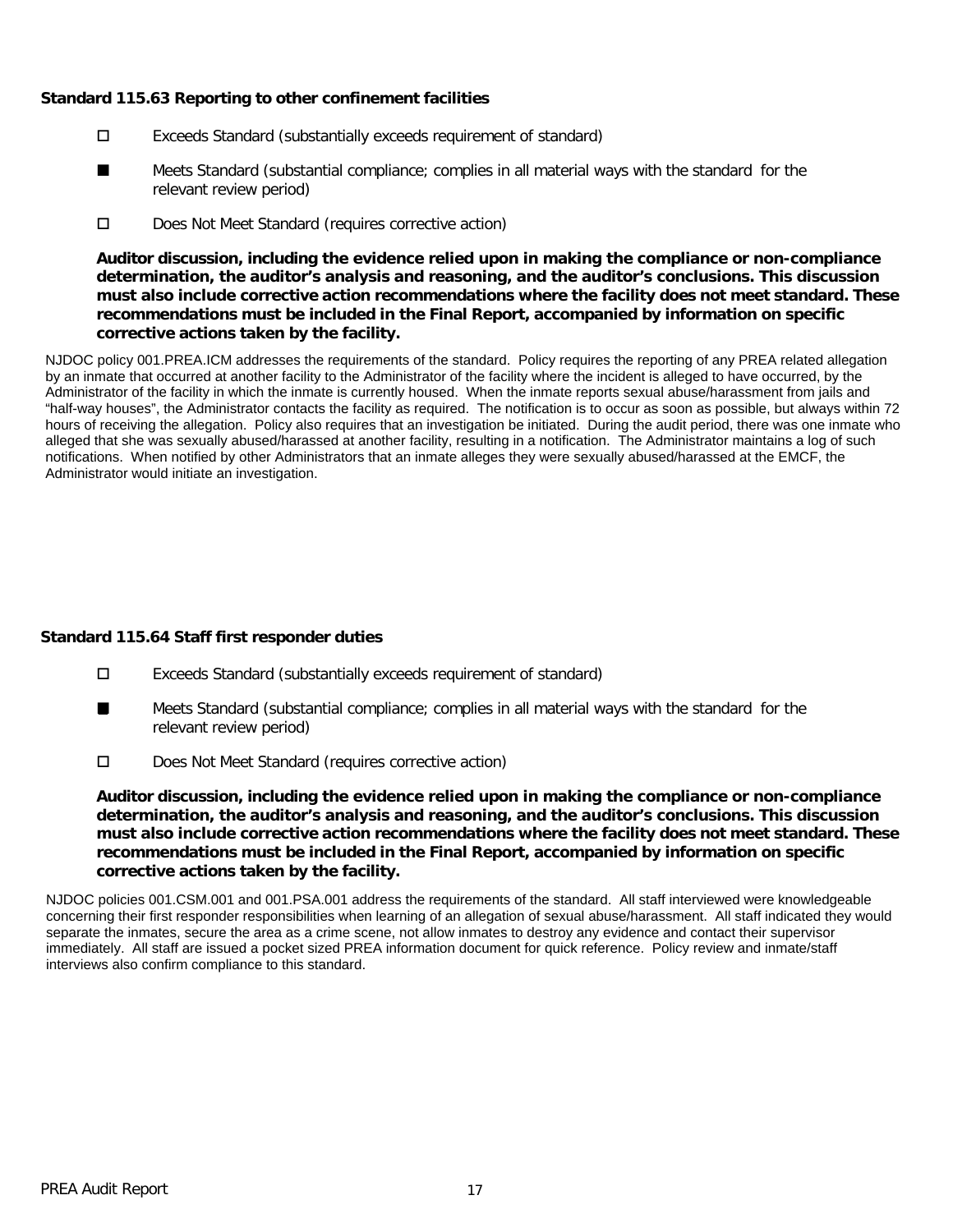**Standard 115.63 Reporting to other confinement facilities**

- ☐ Exceeds Standard (substantially exceeds requirement of standard)
- ■ Meets Standard (substantial compliance; complies in all material ways with the standard for the relevant review period)
- ☐ Does Not Meet Standard (requires corrective action)

**Auditor discussion, including the evidence relied upon in making the compliance or non-compliance determination, the auditor's analysis and reasoning, and the auditor's conclusions. This discussion must also include corrective action recommendations where the facility does not meet standard. These recommendations must be included in the Final Report, accompanied by information on specific corrective actions taken by the facility.**

NJDOC policy 001.PREA.ICM addresses the requirements of the standard. Policy requires the reporting of any PREA related allegation by an inmate that occurred at another facility to the Administrator of the facility where the incident is alleged to have occurred, by the Administrator of the facility in which the inmate is currently housed. When the inmate reports sexual abuse/harassment from jails and "half-way houses", the Administrator contacts the facility as required. The notification is to occur as soon as possible, but always within 72 hours of receiving the allegation. Policy also requires that an investigation be initiated. During the audit period, there was one inmate who alleged that she was sexually abused/harassed at another facility, resulting in a notification. The Administrator maintains a log of such notifications. When notified by other Administrators that an inmate alleges they were sexually abused/harassed at the EMCF, the Administrator would initiate an investigation.

**Standard 115.64 Staff first responder duties**

- ☐ Exceeds Standard (substantially exceeds requirement of standard)
- ■ Meets Standard (substantial compliance; complies in all material ways with the standard for the relevant review period)
- ☐ Does Not Meet Standard (requires corrective action)

**Auditor discussion, including the evidence relied upon in making the compliance or non-compliance determination, the auditor's analysis and reasoning, and the auditor's conclusions. This discussion must also include corrective action recommendations where the facility does not meet standard. These recommendations must be included in the Final Report, accompanied by information on specific corrective actions taken by the facility.**

NJDOC policies 001.CSM.001 and 001.PSA.001 address the requirements of the standard. All staff interviewed were knowledgeable concerning their first responder responsibilities when learning of an allegation of sexual abuse/harassment. All staff indicated they would separate the inmates, secure the area as a crime scene, not allow inmates to destroy any evidence and contact their supervisor immediately. All staff are issued a pocket sized PREA information document for quick reference. Policy review and inmate/staff interviews also confirm compliance to this standard.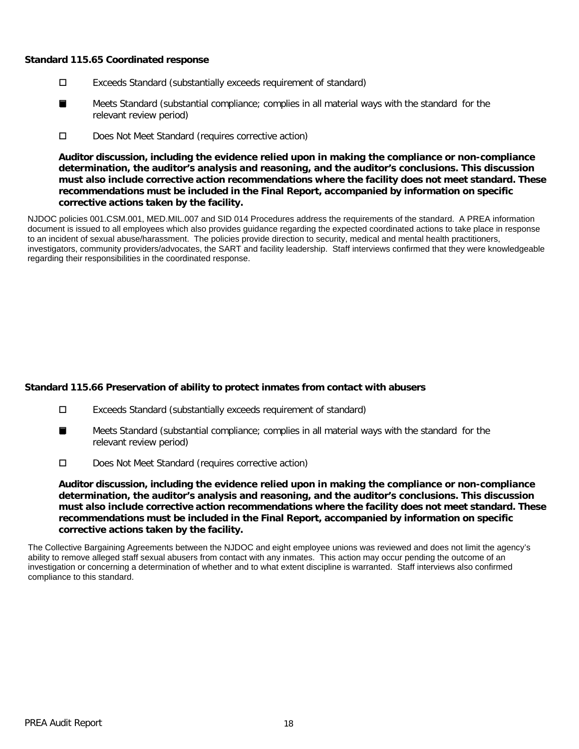### Standard 115.65 Coordinated response

- ☐ Exceeds Standard (substantially exceeds requirement of standard)
- ■ Meets Standard (substantial compliance; complies in all material ways with the standard for the relevant review period)
- ☐ Does Not Meet Standard (requires corrective action)

**Auditor discussion, including the evidence relied upon in making the compliance or non-compliance determination, the auditor's analysis and reasoning, and the auditor's conclusions. This discussion must also include corrective action recommendations where the facility does not meet standard. These recommendations must be included in the Final Report, accompanied by information on specific corrective actions taken by the facility.**

NJDOC policies 001.CSM.001, MED.MIL.007 and SID 014 Procedures address the requirements of the standard. A PREA information document is issued to all employees which also provides guidance regarding the expected coordinated actions to take place in response to an incident of sexual abuse/harassment. The policies provide direction to security, medical and mental health practitioners, investigators, community providers/advocates, the SART and facility leadership. Staff interviews confirmed that they were knowledgeable regarding their responsibilities in the coordinated response.

### Standard 115.66 Preservation of ability to protect inmates from contact with abusers

- ☐ Exceeds Standard (substantially exceeds requirement of standard)
- ■ Meets Standard (substantial compliance; complies in all material ways with the standard for the relevant review period)
- ☐ Does Not Meet Standard (requires corrective action)

**Auditor discussion, including the evidence relied upon in making the compliance or non-compliance determination, the auditor's analysis and reasoning, and the auditor's conclusions. This discussion must also include corrective action recommendations where the facility does not meet standard. These recommendations must be included in the Final Report, accompanied by information on specific corrective actions taken by the facility.**

The Collective Bargaining Agreements between the NJDOC and eight employee unions was reviewed and does not limit the agency's ability to remove alleged staff sexual abusers from contact with any inmates. This action may occur pending the outcome of an investigation or concerning a determination of whether and to what extent discipline is warranted. Staff interviews also confirmed compliance to this standard.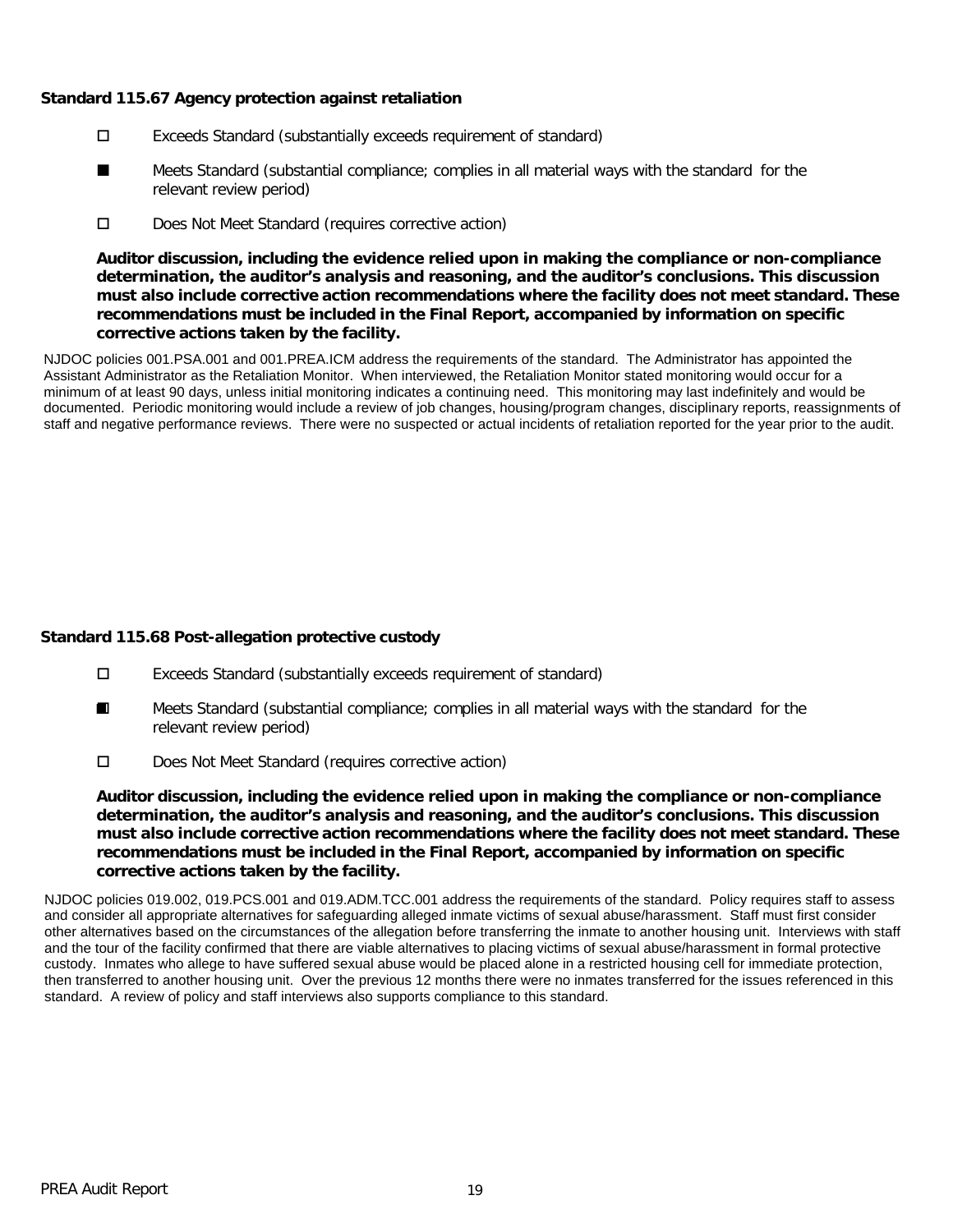### Standard 115.67 Agency protection against retaliation

- ☐ Exceeds Standard (substantially exceeds requirement of standard)
- ■ Meets Standard (substantial compliance; complies in all material ways with the standard for the relevant review period)
- ☐ Does Not Meet Standard (requires corrective action)

**Auditor discussion, including the evidence relied upon in making the compliance or non-compliance determination, the auditor's analysis and reasoning, and the auditor's conclusions. This discussion must also include corrective action recommendations where the facility does not meet standard. These recommendations must be included in the Final Report, accompanied by information on specific corrective actions taken by the facility.**

NJDOC policies 001.PSA.001 and 001.PREA.ICM address the requirements of the standard. The Administrator has appointed the Assistant Administrator as the Retaliation Monitor. When interviewed, the Retaliation Monitor stated monitoring would occur for a minimum of at least 90 days, unless initial monitoring indicates a continuing need. This monitoring may last indefinitely and would be documented. Periodic monitoring would include a review of job changes, housing/program changes, disciplinary reports, reassignments of staff and negative performance reviews. There were no suspected or actual incidents of retaliation reported for the year prior to the audit.

### Standard 115.68 Post-allegation protective custody

- ☐ Exceeds Standard (substantially exceeds requirement of standard)
- ■ Meets Standard (substantial compliance; complies in all material ways with the standard for the relevant review period)
- ☐ Does Not Meet Standard (requires corrective action)

**Auditor discussion, including the evidence relied upon in making the compliance or non-compliance determination, the auditor's analysis and reasoning, and the auditor's conclusions. This discussion must also include corrective action recommendations where the facility does not meet standard. These recommendations must be included in the Final Report, accompanied by information on specific corrective actions taken by the facility.**

NJDOC policies 019.002, 019.PCS.001 and 019.ADM.TCC.001 address the requirements of the standard. Policy requires staff to assess and consider all appropriate alternatives for safeguarding alleged inmate victims of sexual abuse/harassment. Staff must first consider other alternatives based on the circumstances of the allegation before transferring the inmate to another housing unit. Interviews with staff and the tour of the facility confirmed that there are viable alternatives to placing victims of sexual abuse/harassment in formal protective custody. Inmates who allege to have suffered sexual abuse would be placed alone in a restricted housing cell for immediate protection, then transferred to another housing unit. Over the previous 12 months there were no inmates transferred for the issues referenced in this standard. A review of policy and staff interviews also supports compliance to this standard.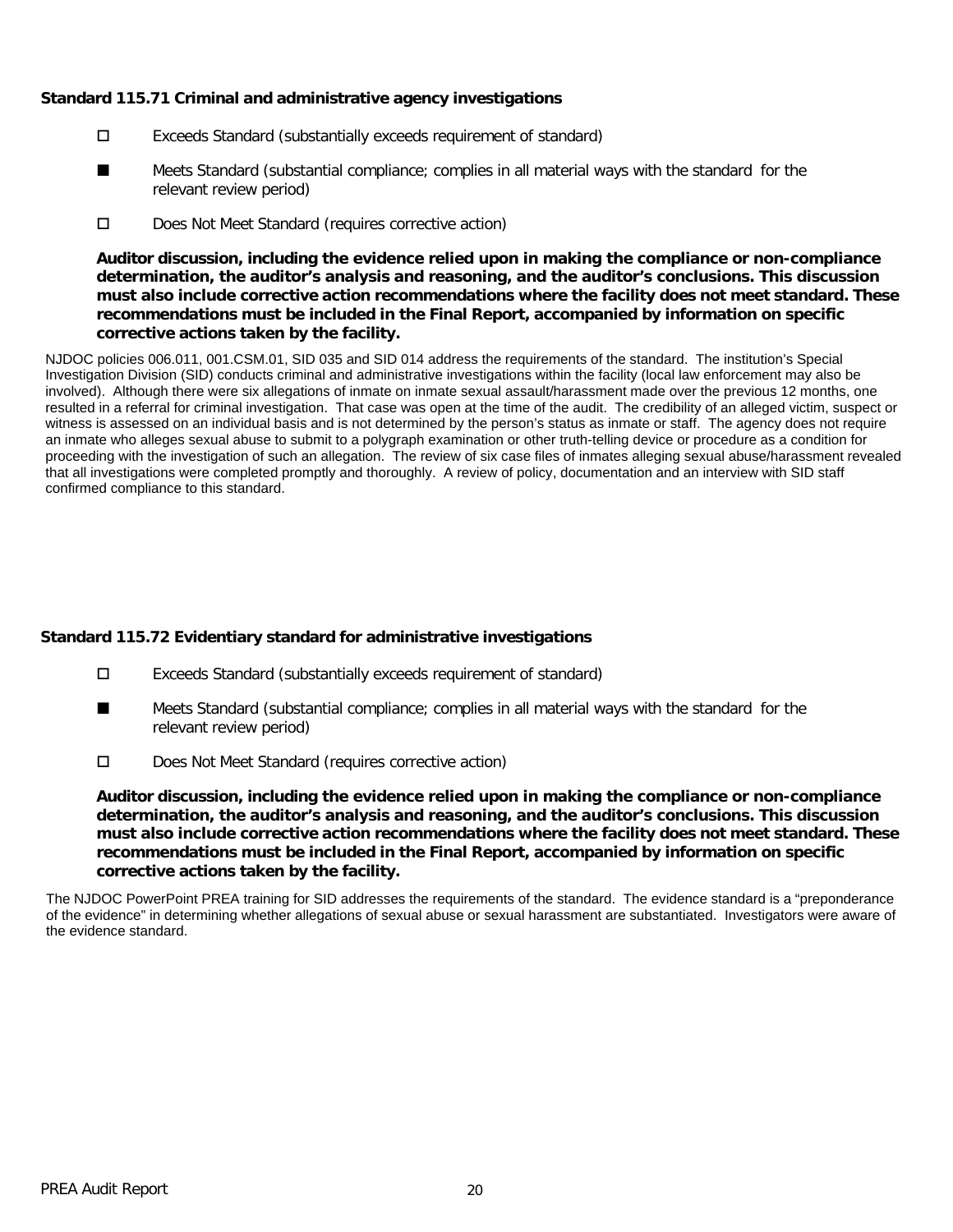**Standard 115.71 Criminal and administrative agency investigations**

- ☐ Exceeds Standard (substantially exceeds requirement of standard)
- ■ Meets Standard (substantial compliance; complies in all material ways with the standard for the relevant review period)
- ☐ Does Not Meet Standard (requires corrective action)

**Auditor discussion, including the evidence relied upon in making the compliance or non-compliance determination, the auditor's analysis and reasoning, and the auditor's conclusions. This discussion must also include corrective action recommendations where the facility does not meet standard. These recommendations must be included in the Final Report, accompanied by information on specific corrective actions taken by the facility.**

NJDOC policies 006.011, 001.CSM.01, SID 035 and SID 014 address the requirements of the standard. The institution's Special Investigation Division (SID) conducts criminal and administrative investigations within the facility (local law enforcement may also be involved). Although there were six allegations of inmate on inmate sexual assault/harassment made over the previous 12 months, one resulted in a referral for criminal investigation. That case was open at the time of the audit. The credibility of an alleged victim, suspect or witness is assessed on an individual basis and is not determined by the person's status as inmate or staff. The agency does not require an inmate who alleges sexual abuse to submit to a polygraph examination or other truth-telling device or procedure as a condition for proceeding with the investigation of such an allegation. The review of six case files of inmates alleging sexual abuse/harassment revealed that all investigations were completed promptly and thoroughly. A review of policy, documentation and an interview with SID staff confirmed compliance to this standard.

**Standard 115.72 Evidentiary standard for administrative investigations**

- ☐ Exceeds Standard (substantially exceeds requirement of standard)
- ■ Meets Standard (substantial compliance; complies in all material ways with the standard for the relevant review period)
- ☐ Does Not Meet Standard (requires corrective action)

**Auditor discussion, including the evidence relied upon in making the compliance or non-compliance determination, the auditor's analysis and reasoning, and the auditor's conclusions. This discussion must also include corrective action recommendations where the facility does not meet standard. These recommendations must be included in the Final Report, accompanied by information on specific corrective actions taken by the facility.**

The NJDOC PowerPoint PREA training for SID addresses the requirements of the standard. The evidence standard is a "preponderance of the evidence" in determining whether allegations of sexual abuse or sexual harassment are substantiated. Investigators were aware of the evidence standard.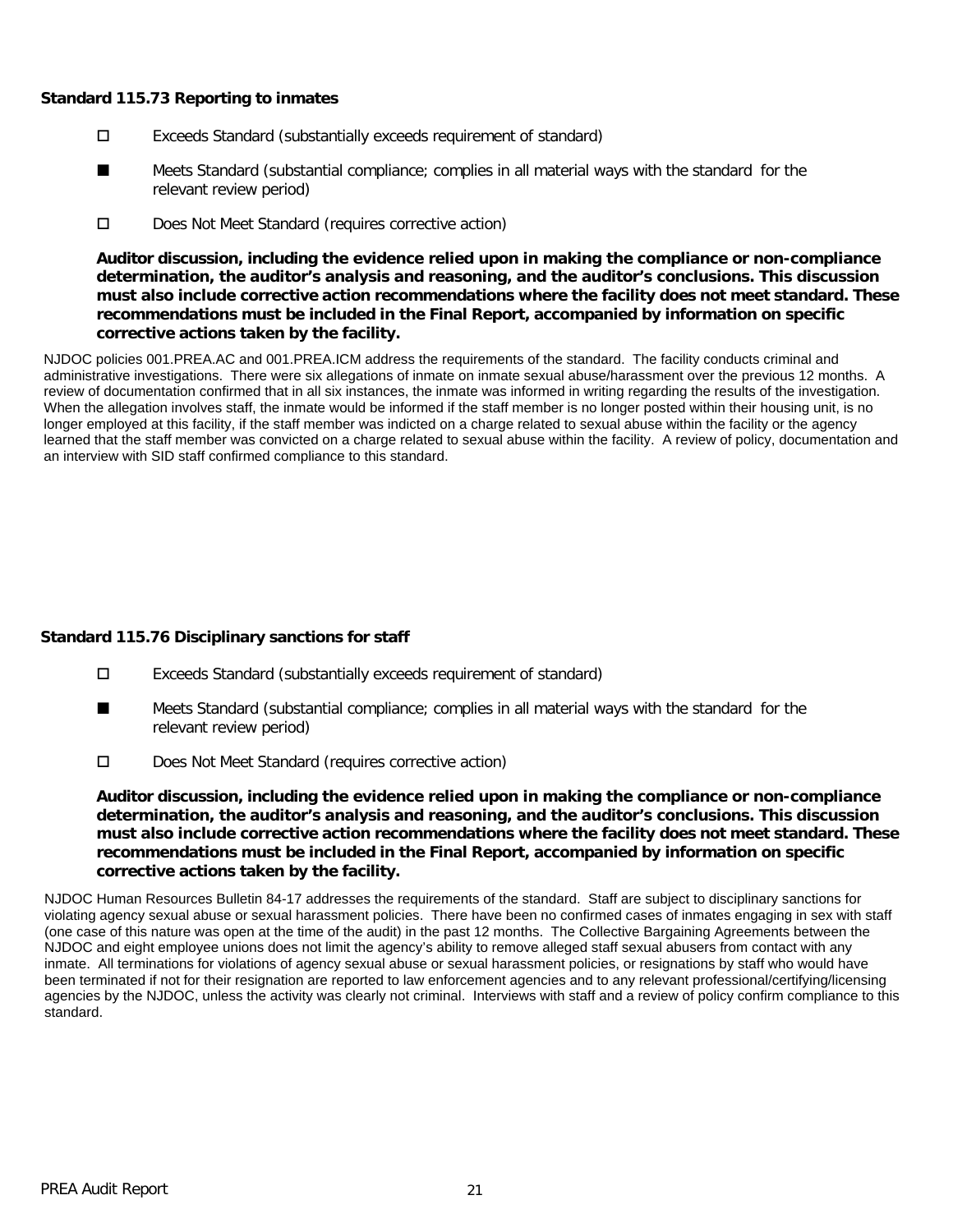### Standard 115.73 Reporting to inmates

- ☐ Exceeds Standard (substantially exceeds requirement of standard)
- ■ Meets Standard (substantial compliance; complies in all material ways with the standard for the relevant review period)
- ☐ Does Not Meet Standard (requires corrective action)

**Auditor discussion, including the evidence relied upon in making the compliance or non-compliance determination, the auditor's analysis and reasoning, and the auditor's conclusions. This discussion must also include corrective action recommendations where the facility does not meet standard. These recommendations must be included in the Final Report, accompanied by information on specific corrective actions taken by the facility.**

NJDOC policies 001.PREA.AC and 001.PREA.ICM address the requirements of the standard. The facility conducts criminal and administrative investigations. There were six allegations of inmate on inmate sexual abuse/harassment over the previous 12 months. A review of documentation confirmed that in all six instances, the inmate was informed in writing regarding the results of the investigation. When the allegation involves staff, the inmate would be informed if the staff member is no longer posted within their housing unit, is no longer employed at this facility, if the staff member was indicted on a charge related to sexual abuse within the facility or the agency learned that the staff member was convicted on a charge related to sexual abuse within the facility. A review of policy, documentation and an interview with SID staff confirmed compliance to this standard.

### Standard 115.76 Disciplinary sanctions for staff

- ☐ Exceeds Standard (substantially exceeds requirement of standard)
- ■ Meets Standard (substantial compliance; complies in all material ways with the standard for the relevant review period)
- ☐ Does Not Meet Standard (requires corrective action)

**Auditor discussion, including the evidence relied upon in making the compliance or non-compliance determination, the auditor's analysis and reasoning, and the auditor's conclusions. This discussion must also include corrective action recommendations where the facility does not meet standard. These recommendations must be included in the Final Report, accompanied by information on specific corrective actions taken by the facility.**

NJDOC Human Resources Bulletin 84-17 addresses the requirements of the standard. Staff are subject to disciplinary sanctions for violating agency sexual abuse or sexual harassment policies. There have been no confirmed cases of inmates engaging in sex with staff (one case of this nature was open at the time of the audit) in the past 12 months. The Collective Bargaining Agreements between the NJDOC and eight employee unions does not limit the agency's ability to remove alleged staff sexual abusers from contact with any inmate. All terminations for violations of agency sexual abuse or sexual harassment policies, or resignations by staff who would have been terminated if not for their resignation are reported to law enforcement agencies and to any relevant professional/certifying/licensing agencies by the NJDOC, unless the activity was clearly not criminal. Interviews with staff and a review of policy confirm compliance to this standard.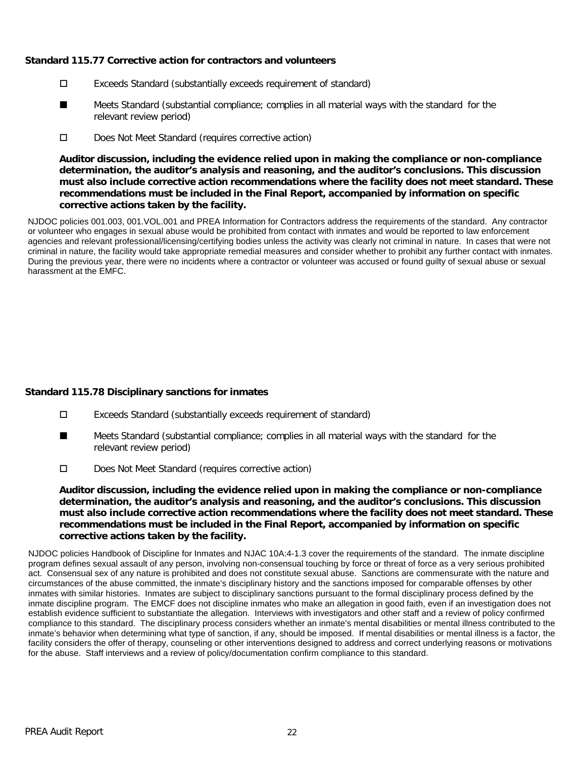**Standard 115.77 Corrective action for contractors and volunteers**

- ☐ Exceeds Standard (substantially exceeds requirement of standard)
- ■ Meets Standard (substantial compliance; complies in all material ways with the standard for the relevant review period)
- ☐ Does Not Meet Standard (requires corrective action)

**Auditor discussion, including the evidence relied upon in making the compliance or non-compliance determination, the auditor's analysis and reasoning, and the auditor's conclusions. This discussion must also include corrective action recommendations where the facility does not meet standard. These recommendations must be included in the Final Report, accompanied by information on specific corrective actions taken by the facility.**

NJDOC policies 001.003, 001.VOL.001 and PREA Information for Contractors address the requirements of the standard. Any contractor or volunteer who engages in sexual abuse would be prohibited from contact with inmates and would be reported to law enforcement agencies and relevant professional/licensing/certifying bodies unless the activity was clearly not criminal in nature. In cases that were not criminal in nature, the facility would take appropriate remedial measures and consider whether to prohibit any further contact with inmates. During the previous year, there were no incidents where a contractor or volunteer was accused or found guilty of sexual abuse or sexual harassment at the EMFC.

**Standard 115.78 Disciplinary sanctions for inmates**

- ☐ Exceeds Standard (substantially exceeds requirement of standard)
- ■ Meets Standard (substantial compliance; complies in all material ways with the standard for the relevant review period)
- ☐ Does Not Meet Standard (requires corrective action)

**Auditor discussion, including the evidence relied upon in making the compliance or non-compliance determination, the auditor's analysis and reasoning, and the auditor's conclusions. This discussion must also include corrective action recommendations where the facility does not meet standard. These recommendations must be included in the Final Report, accompanied by information on specific corrective actions taken by the facility.**

NJDOC policies Handbook of Discipline for Inmates and NJAC 10A:4-1.3 cover the requirements of the standard. The inmate discipline program defines sexual assault of any person, involving non-consensual touching by force or threat of force as a very serious prohibited act. Consensual sex of any nature is prohibited and does not constitute sexual abuse. Sanctions are commensurate with the nature and circumstances of the abuse committed, the inmate's disciplinary history and the sanctions imposed for comparable offenses by other inmates with similar histories. Inmates are subject to disciplinary sanctions pursuant to the formal disciplinary process defined by the inmate discipline program. The EMCF does not discipline inmates who make an allegation in good faith, even if an investigation does not establish evidence sufficient to substantiate the allegation. Interviews with investigators and other staff and a review of policy confirmed compliance to this standard. The disciplinary process considers whether an inmate's mental disabilities or mental illness contributed to the inmate's behavior when determining what type of sanction, if any, should be imposed. If mental disabilities or mental illness is a factor, the facility considers the offer of therapy, counseling or other interventions designed to address and correct underlying reasons or motivations for the abuse. Staff interviews and a review of policy/documentation confirm compliance to this standard.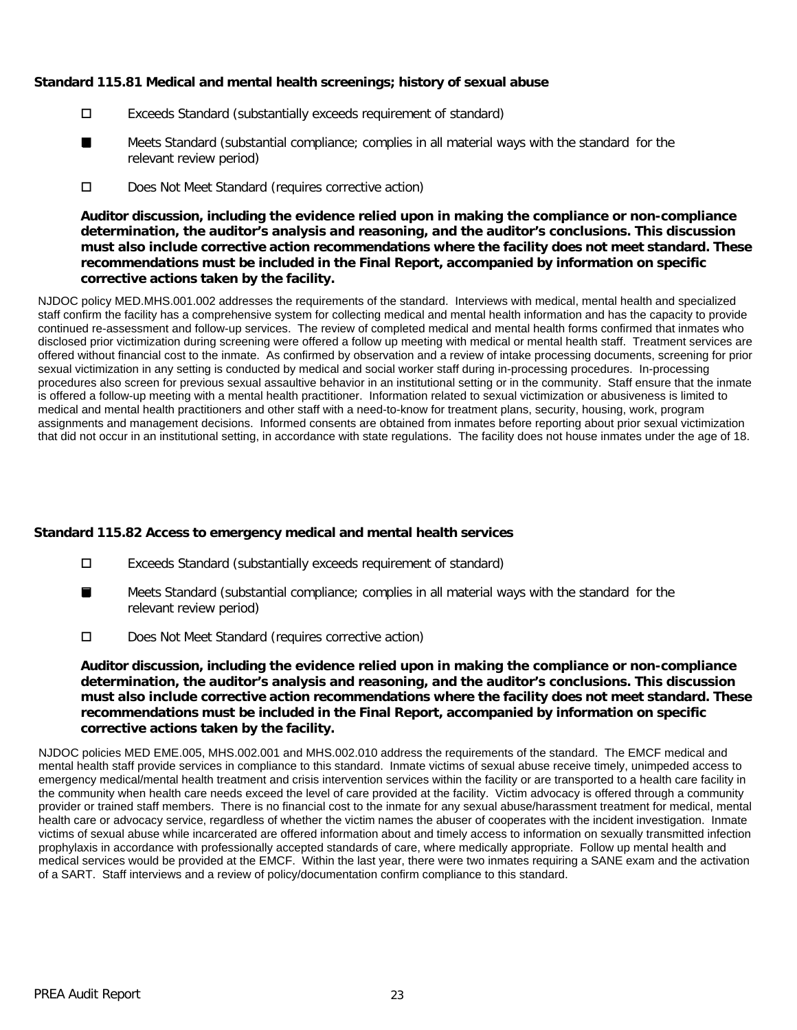### Standard 115.81 Medical and mental health screenings; history of sexual abuse

- ☐ Exceeds Standard (substantially exceeds requirement of standard)
- ■ Meets Standard (substantial compliance; complies in all material ways with the standard for the relevant review period)
- ☐ Does Not Meet Standard (requires corrective action)

**Auditor discussion, including the evidence relied upon in making the compliance or non-compliance determination, the auditor's analysis and reasoning, and the auditor's conclusions. This discussion must also include corrective action recommendations where the facility does not meet standard. These recommendations must be included in the Final Report, accompanied by information on specific corrective actions taken by the facility.**

NJDOC policy MED.MHS.001.002 addresses the requirements of the standard. Interviews with medical, mental health and specialized staff confirm the facility has a comprehensive system for collecting medical and mental health information and has the capacity to provide continued re-assessment and follow-up services. The review of completed medical and mental health forms confirmed that inmates who disclosed prior victimization during screening were offered a follow up meeting with medical or mental health staff. Treatment services are offered without financial cost to the inmate. As confirmed by observation and a review of intake processing documents, screening for prior sexual victimization in any setting is conducted by medical and social worker staff during in-processing procedures. In-processing procedures also screen for previous sexual assaultive behavior in an institutional setting or in the community. Staff ensure that the inmate is offered a follow-up meeting with a mental health practitioner. Information related to sexual victimization or abusiveness is limited to medical and mental health practitioners and other staff with a need-to-know for treatment plans, security, housing, work, program assignments and management decisions. Informed consents are obtained from inmates before reporting about prior sexual victimization that did not occur in an institutional setting, in accordance with state regulations. The facility does not house inmates under the age of 18.

### Standard 115.82 Access to emergency medical and mental health services

- ☐ Exceeds Standard (substantially exceeds requirement of standard)
- ■ Meets Standard (substantial compliance; complies in all material ways with the standard for the relevant review period)
- ☐ Does Not Meet Standard (requires corrective action)

**Auditor discussion, including the evidence relied upon in making the compliance or non-compliance determination, the auditor's analysis and reasoning, and the auditor's conclusions. This discussion must also include corrective action recommendations where the facility does not meet standard. These recommendations must be included in the Final Report, accompanied by information on specific corrective actions taken by the facility.**

NJDOC policies MED EME.005, MHS.002.001 and MHS.002.010 address the requirements of the standard. The EMCF medical and mental health staff provide services in compliance to this standard. Inmate victims of sexual abuse receive timely, unimpeded access to emergency medical/mental health treatment and crisis intervention services within the facility or are transported to a health care facility in the community when health care needs exceed the level of care provided at the facility. Victim advocacy is offered through a community provider or trained staff members. There is no financial cost to the inmate for any sexual abuse/harassment treatment for medical, mental health care or advocacy service, regardless of whether the victim names the abuser of cooperates with the incident investigation. Inmate victims of sexual abuse while incarcerated are offered information about and timely access to information on sexually transmitted infection prophylaxis in accordance with professionally accepted standards of care, where medically appropriate. Follow up mental health and medical services would be provided at the EMCF. Within the last year, there were two inmates requiring a SANE exam and the activation of a SART. Staff interviews and a review of policy/documentation confirm compliance to this standard.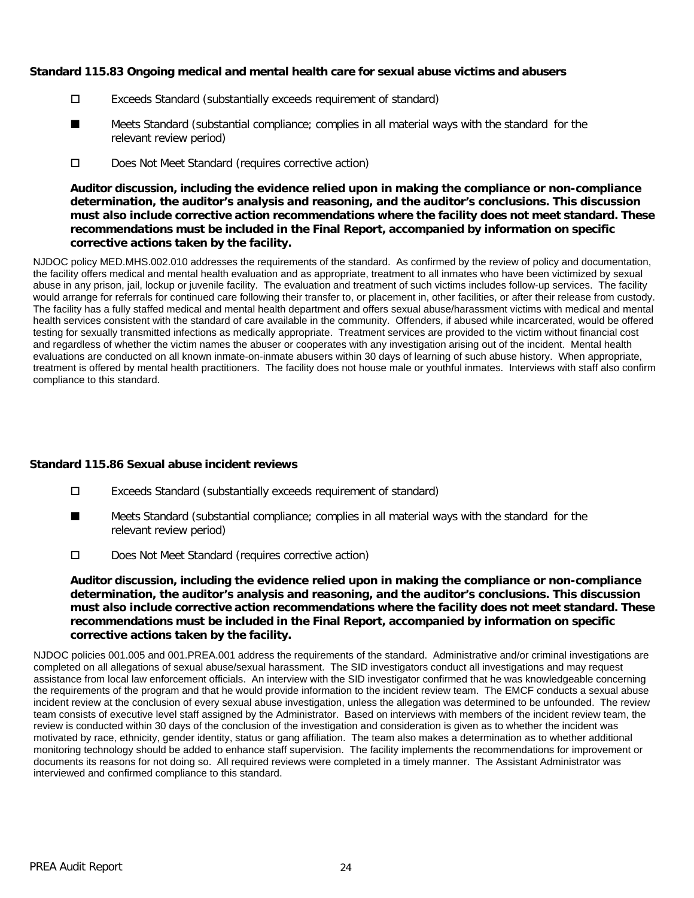### Standard 115.83 Ongoing medical and mental health care for sexual abuse victims and abusers

☐ Exceeds Standard (substantially exceeds requirement of standard)

■ Meets Standard (substantial compliance; complies in all material ways with the standard for the relevant review period)

☐ Does Not Meet Standard (requires corrective action)

**Auditor discussion, including the evidence relied upon in making the compliance or non-compliance determination, the auditor's analysis and reasoning, and the auditor's conclusions. This discussion must also include corrective action recommendations where the facility does not meet standard. These recommendations must be included in the Final Report, accompanied by information on specific corrective actions taken by the facility.**

NJDOC policy MED.MHS.002.010 addresses the requirements of the standard. As confirmed by the review of policy and documentation, the facility offers medical and mental health evaluation and as appropriate, treatment to all inmates who have been victimized by sexual abuse in any prison, jail, lockup or juvenile facility. The evaluation and treatment of such victims includes follow-up services. The facility would arrange for referrals for continued care following their transfer to, or placement in, other facilities, or after their release from custody. The facility has a fully staffed medical and mental health department and offers sexual abuse/harassment victims with medical and mental health services consistent with the standard of care available in the community. Offenders, if abused while incarcerated, would be offered testing for sexually transmitted infections as medically appropriate. Treatment services are provided to the victim without financial cost and regardless of whether the victim names the abuser or cooperates with any investigation arising out of the incident. Mental health evaluations are conducted on all known inmate-on-inmate abusers within 30 days of learning of such abuse history. When appropriate, treatment is offered by mental health practitioners. The facility does not house male or youthful inmates. Interviews with staff also confirm compliance to this standard.

### Standard 115.86 Sexual abuse incident reviews

☐ Exceeds Standard (substantially exceeds requirement of standard)

■ Meets Standard (substantial compliance; complies in all material ways with the standard for the relevant review period)

☐ Does Not Meet Standard (requires corrective action)

**Auditor discussion, including the evidence relied upon in making the compliance or non-compliance determination, the auditor's analysis and reasoning, and the auditor's conclusions. This discussion must also include corrective action recommendations where the facility does not meet standard. These recommendations must be included in the Final Report, accompanied by information on specific corrective actions taken by the facility.**

NJDOC policies 001.005 and 001.PREA.001 address the requirements of the standard. Administrative and/or criminal investigations are completed on all allegations of sexual abuse/sexual harassment. The SID investigators conduct all investigations and may request assistance from local law enforcement officials. An interview with the SID investigator confirmed that he was knowledgeable concerning the requirements of the program and that he would provide information to the incident review team. The EMCF conducts a sexual abuse incident review at the conclusion of every sexual abuse investigation, unless the allegation was determined to be unfounded. The review team consists of executive level staff assigned by the Administrator. Based on interviews with members of the incident review team, the review is conducted within 30 days of the conclusion of the investigation and consideration is given as to whether the incident was motivated by race, ethnicity, gender identity, status or gang affiliation. The team also makes a determination as to whether additional monitoring technology should be added to enhance staff supervision. The facility implements the recommendations for improvement or documents its reasons for not doing so. All required reviews were completed in a timely manner. The Assistant Administrator was interviewed and confirmed compliance to this standard.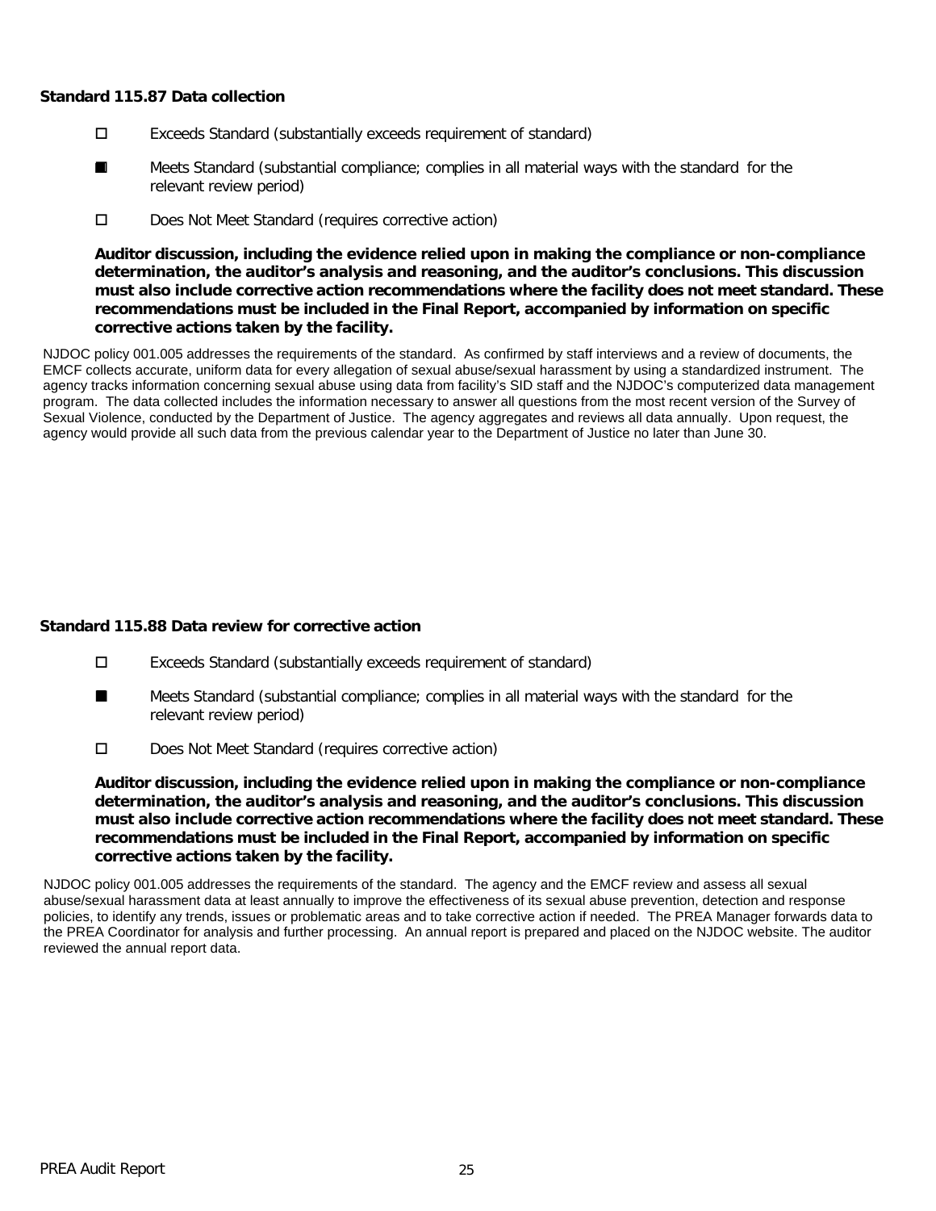**Standard 115.87 Data collection**

☐ Exceeds Standard (substantially exceeds requirement of standard)

■ Meets Standard (substantial compliance; complies in all material ways with the standard for the relevant review period)

☐ Does Not Meet Standard (requires corrective action)

**Auditor discussion, including the evidence relied upon in making the compliance or non-compliance determination, the auditor's analysis and reasoning, and the auditor's conclusions. This discussion must also include corrective action recommendations where the facility does not meet standard. These recommendations must be included in the Final Report, accompanied by information on specific corrective actions taken by the facility.**

NJDOC policy 001.005 addresses the requirements of the standard. As confirmed by staff interviews and a review of documents, the EMCF collects accurate, uniform data for every allegation of sexual abuse/sexual harassment by using a standardized instrument. The agency tracks information concerning sexual abuse using data from facility's SID staff and the NJDOC's computerized data management program. The data collected includes the information necessary to answer all questions from the most recent version of the Survey of Sexual Violence, conducted by the Department of Justice. The agency aggregates and reviews all data annually. Upon request, the agency would provide all such data from the previous calendar year to the Department of Justice no later than June 30.

**Standard 115.88 Data review for corrective action**

☐ Exceeds Standard (substantially exceeds requirement of standard)

■ Meets Standard (substantial compliance; complies in all material ways with the standard for the relevant review period)

☐ Does Not Meet Standard (requires corrective action)

**Auditor discussion, including the evidence relied upon in making the compliance or non-compliance determination, the auditor's analysis and reasoning, and the auditor's conclusions. This discussion must also include corrective action recommendations where the facility does not meet standard. These recommendations must be included in the Final Report, accompanied by information on specific corrective actions taken by the facility.**

NJDOC policy 001.005 addresses the requirements of the standard. The agency and the EMCF review and assess all sexual abuse/sexual harassment data at least annually to improve the effectiveness of its sexual abuse prevention, detection and response policies, to identify any trends, issues or problematic areas and to take corrective action if needed. The PREA Manager forwards data to the PREA Coordinator for analysis and further processing. An annual report is prepared and placed on the NJDOC website. The auditor reviewed the annual report data.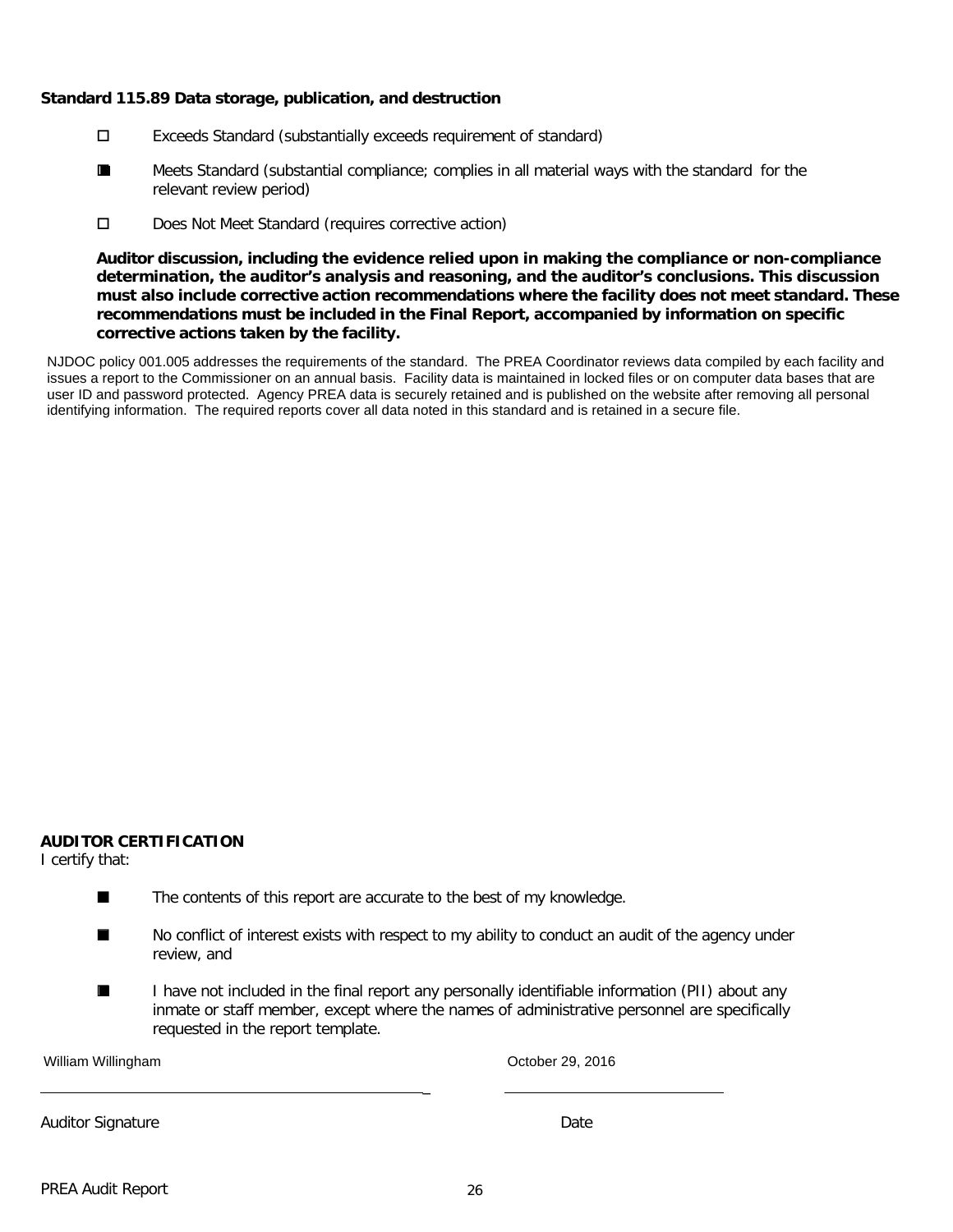**Standard 115.89 Data storage, publication, and destruction**

- ☐ Exceeds Standard (substantially exceeds requirement of standard)
- ■ Meets Standard (substantial compliance; complies in all material ways with the standard for the relevant review period)
- ☐ Does Not Meet Standard (requires corrective action)

**Auditor discussion, including the evidence relied upon in making the compliance or non-compliance determination, the auditor's analysis and reasoning, and the auditor's conclusions. This discussion must also include corrective action recommendations where the facility does not meet standard. These recommendations must be included in the Final Report, accompanied by information on specific corrective actions taken by the facility.**

NJDOC policy 001.005 addresses the requirements of the standard. The PREA Coordinator reviews data compiled by each facility and issues a report to the Commissioner on an annual basis. Facility data is maintained in locked files or on computer data bases that are user ID and password protected. Agency PREA data is securely retained and is published on the website after removing all personal identifying information. The required reports cover all data noted in this standard and is retained in a secure file.

**AUDITOR CERTIFICATION**

I certify that:

- ■ The contents of this report are accurate to the best of my knowledge.
- ■ No conflict of interest exists with respect to my ability to conduct an audit of the agency under review, and
- ■ I have not included in the final report any personally identifiable information (PII) about any inmate or staff member, except where the names of administrative personnel are specifically requested in the report template.

William Willingham ____________________ October 29, 2016 ____________________

Auditor Signature Date